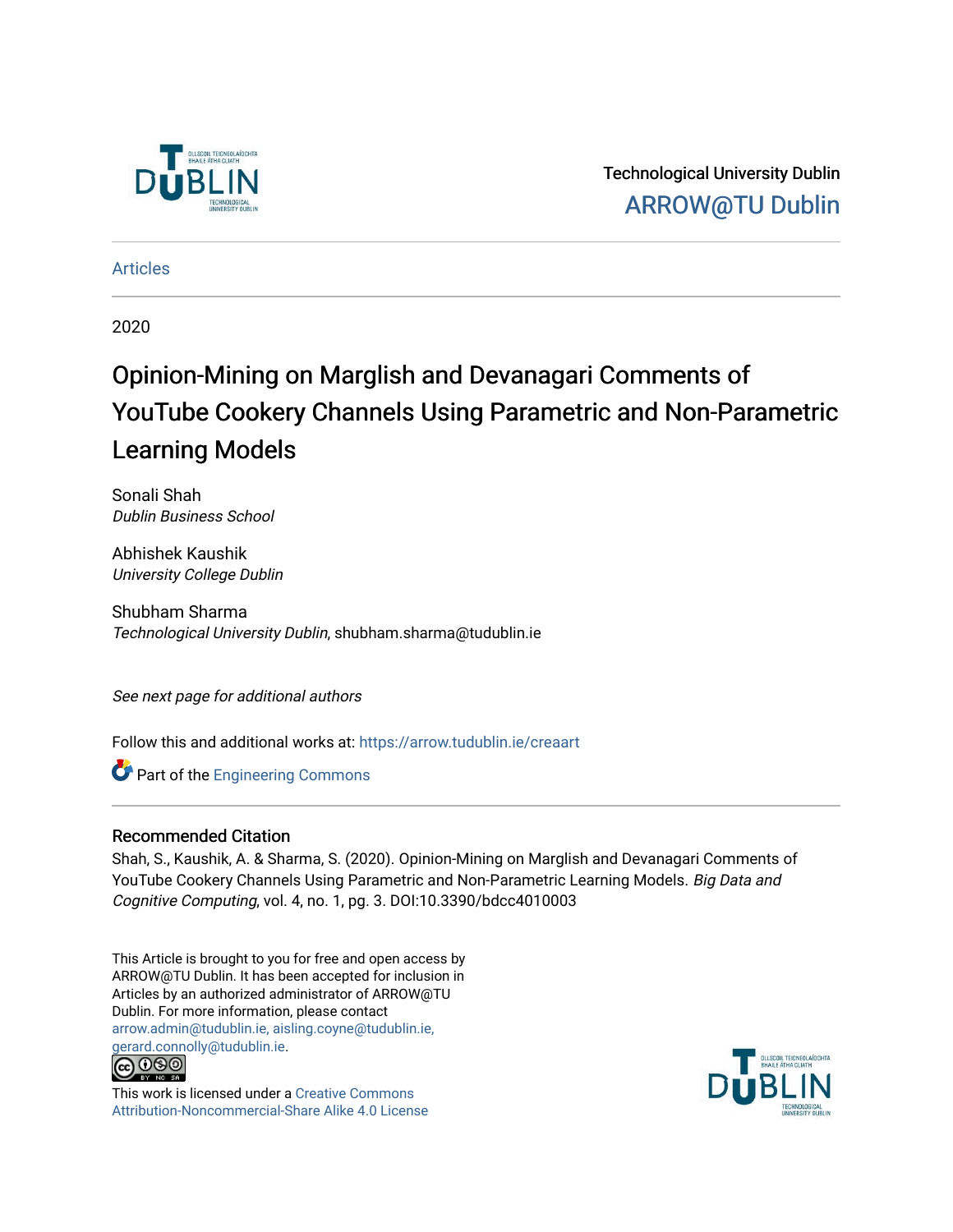Technological University Dublin

ARROW@TU Dublin

Articles

2020

# Opinion-Mining on Marglish and Devanagari Comments of YouTube Cookery Channels Using Parametric and Non-Parametric Learning Models

Sonali Shah
*Dublin Business School*

Abhishek Kaushik
*University College Dublin*

Shubham Sharma
*Technological University Dublin*, shubham.sharma@tudublin.ie

*See next page for additional authors*

Follow this and additional works at: https://arrow.tudublin.ie/creaart

Part of the Engineering Commons

## Recommended Citation

Shah, S., Kaushik, A. & Sharma, S. (2020). Opinion-Mining on Marglish and Devanagari Comments of YouTube Cookery Channels Using Parametric and Non-Parametric Learning Models. *Big Data and Cognitive Computing*, vol. 4, no. 1, pg. 3. DOI:10.3390/bdcc4010003

This Article is brought to you for free and open access by ARROW@TU Dublin. It has been accepted for inclusion in Articles by an authorized administrator of ARROW@TU Dublin. For more information, please contact arrow.admin@tudublin.ie, aisling.coyne@tudublin.ie, gerard.connolly@tudublin.ie.

This work is licensed under a Creative Commons Attribution-Noncommercial-Share Alike 4.0 License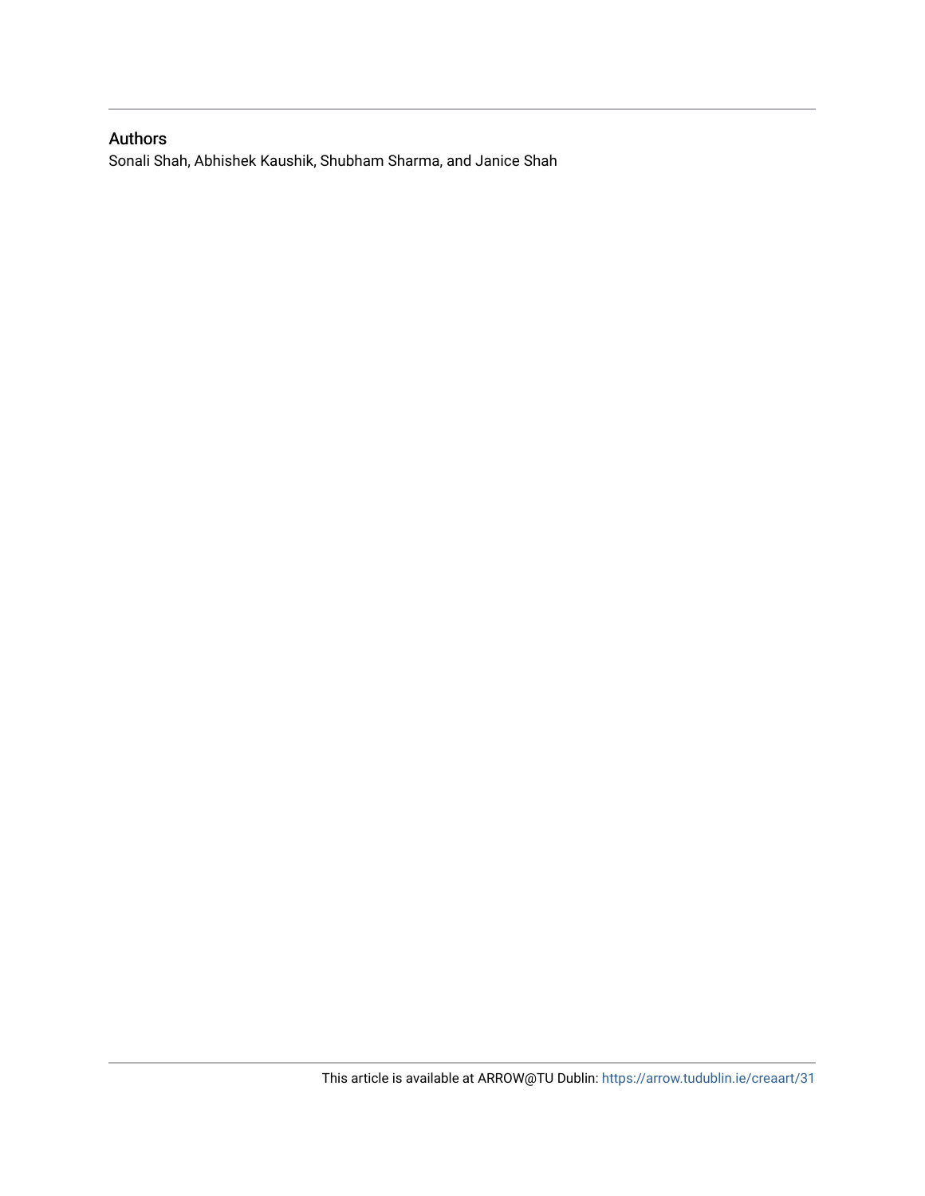## Authors

Sonali Shah, Abhishek Kaushik, Shubham Sharma, and Janice Shah

This article is available at ARROW@TU Dublin: https://arrow.tudublin.ie/creaart/31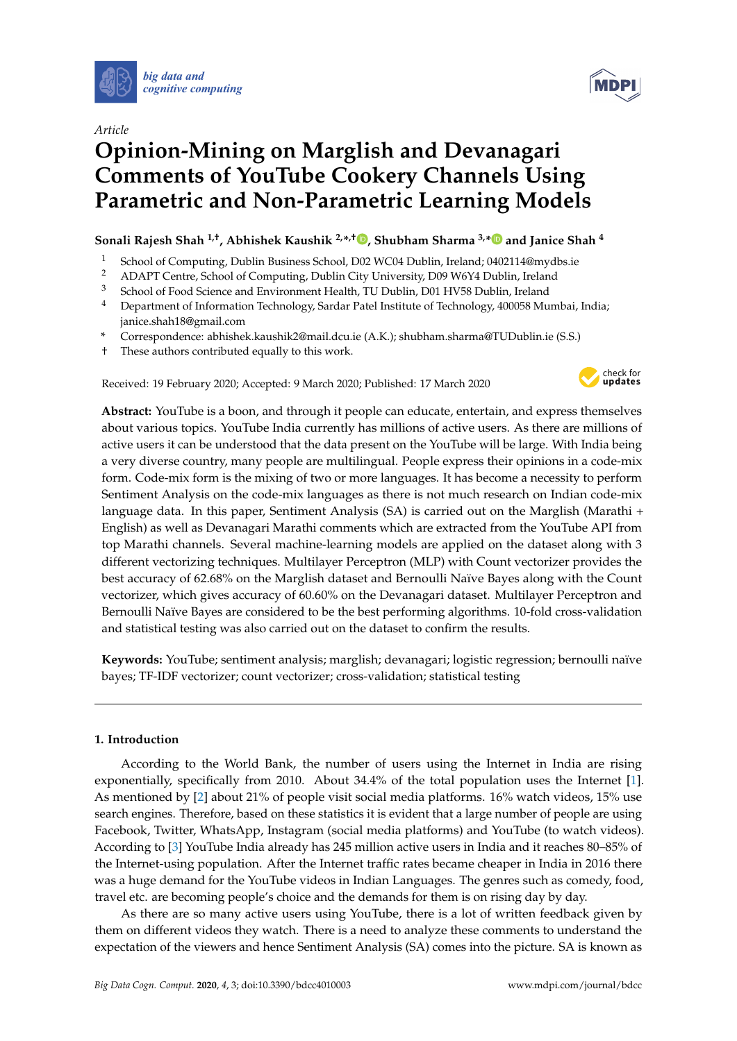Article

# Opinion-Mining on Marglish and Devanagari Comments of YouTube Cookery Channels Using Parametric and Non-Parametric Learning Models

**Sonali Rajesh Shah [1,†], Abhishek Kaushik [2,*,†], Shubham Sharma [3,*] and Janice Shah [4]**

1 School of Computing, Dublin Business School, D02 WC04 Dublin, Ireland; 0402114@mydbs.ie
2 ADAPT Centre, School of Computing, Dublin City University, D09 W6Y4 Dublin, Ireland
3 School of Food Science and Environment Health, TU Dublin, D01 HV58 Dublin, Ireland
4 Department of Information Technology, Sardar Patel Institute of Technology, 400058 Mumbai, India; janice.shah18@gmail.com

\* Correspondence: abhishek.kaushik2@mail.dcu.ie (A.K.); shubham.sharma@TUDublin.ie (S.S.)
† These authors contributed equally to this work.

Received: 19 February 2020; Accepted: 9 March 2020; Published: 17 March 2020

**Abstract:** YouTube is a boon, and through it people can educate, entertain, and express themselves about various topics. YouTube India currently has millions of active users. As there are millions of active users it can be understood that the data present on the YouTube will be large. With India being a very diverse country, many people are multilingual. People express their opinions in a code-mix form. Code-mix form is the mixing of two or more languages. It has become a necessity to perform Sentiment Analysis on the code-mix languages as there is not much research on Indian code-mix language data. In this paper, Sentiment Analysis (SA) is carried out on the Marglish (Marathi + English) as well as Devanagari Marathi comments which are extracted from the YouTube API from top Marathi channels. Several machine-learning models are applied on the dataset along with 3 different vectorizing techniques. Multilayer Perceptron (MLP) with Count vectorizer provides the best accuracy of 62.68% on the Marglish dataset and Bernoulli Naïve Bayes along with the Count vectorizer, which gives accuracy of 60.60% on the Devanagari dataset. Multilayer Perceptron and Bernoulli Naïve Bayes are considered to be the best performing algorithms. 10-fold cross-validation and statistical testing was also carried out on the dataset to confirm the results.

**Keywords:** YouTube; sentiment analysis; marglish; devanagari; logistic regression; bernoulli naïve bayes; TF-IDF vectorizer; count vectorizer; cross-validation; statistical testing

## 1. Introduction

According to the World Bank, the number of users using the Internet in India are rising exponentially, specifically from 2010. About 34.4% of the total population uses the Internet [1]. As mentioned by [2] about 21% of people visit social media platforms. 16% watch videos, 15% use search engines. Therefore, based on these statistics it is evident that a large number of people are using Facebook, Twitter, WhatsApp, Instagram (social media platforms) and YouTube (to watch videos). According to [3] YouTube India already has 245 million active users in India and it reaches 80–85% of the Internet-using population. After the Internet traffic rates became cheaper in India in 2016 there was a huge demand for the YouTube videos in Indian Languages. The genres such as comedy, food, travel etc. are becoming people's choice and the demands for them is on rising day by day.

As there are so many active users using YouTube, there is a lot of written feedback given by them on different videos they watch. There is a need to analyze these comments to understand the expectation of the viewers and hence Sentiment Analysis (SA) comes into the picture. SA is known as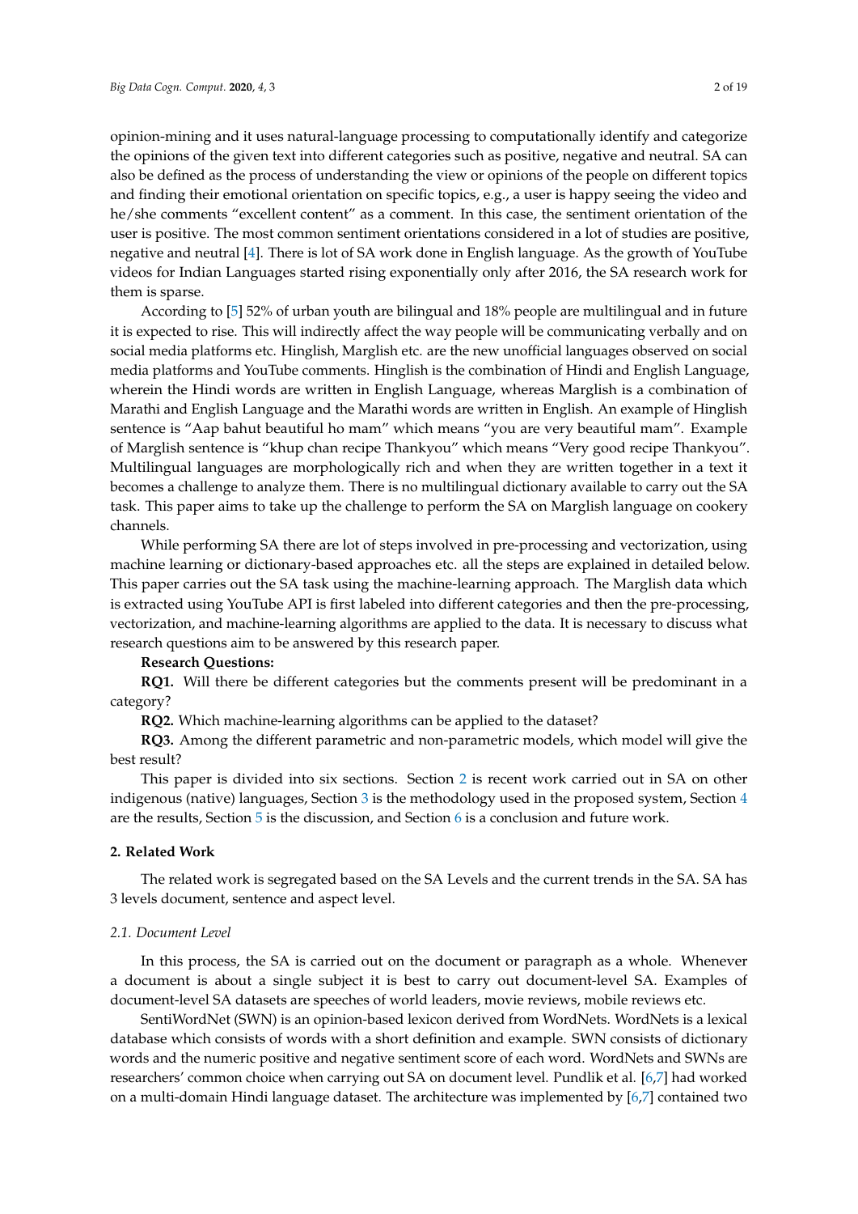opinion-mining and it uses natural-language processing to computationally identify and categorize the opinions of the given text into different categories such as positive, negative and neutral. SA can also be defined as the process of understanding the view or opinions of the people on different topics and finding their emotional orientation on specific topics, e.g., a user is happy seeing the video and he/she comments "excellent content" as a comment. In this case, the sentiment orientation of the user is positive. The most common sentiment orientations considered in a lot of studies are positive, negative and neutral [4]. There is lot of SA work done in English language. As the growth of YouTube videos for Indian Languages started rising exponentially only after 2016, the SA research work for them is sparse.

According to [5] 52% of urban youth are bilingual and 18% people are multilingual and in future it is expected to rise. This will indirectly affect the way people will be communicating verbally and on social media platforms etc. Hinglish, Marglish etc. are the new unofficial languages observed on social media platforms and YouTube comments. Hinglish is the combination of Hindi and English Language, wherein the Hindi words are written in English Language, whereas Marglish is a combination of Marathi and English Language and the Marathi words are written in English. An example of Hinglish sentence is "Aap bahut beautiful ho mam" which means "you are very beautiful mam". Example of Marglish sentence is "khup chan recipe Thankyou" which means "Very good recipe Thankyou". Multilingual languages are morphologically rich and when they are written together in a text it becomes a challenge to analyze them. There is no multilingual dictionary available to carry out the SA task. This paper aims to take up the challenge to perform the SA on Marglish language on cookery channels.

While performing SA there are lot of steps involved in pre-processing and vectorization, using machine learning or dictionary-based approaches etc. all the steps are explained in detailed below. This paper carries out the SA task using the machine-learning approach. The Marglish data which is extracted using YouTube API is first labeled into different categories and then the pre-processing, vectorization, and machine-learning algorithms are applied to the data. It is necessary to discuss what research questions aim to be answered by this research paper.

**Research Questions:**

**RQ1.** Will there be different categories but the comments present will be predominant in a category?

**RQ2.** Which machine-learning algorithms can be applied to the dataset?

**RQ3.** Among the different parametric and non-parametric models, which model will give the best result?

This paper is divided into six sections. Section 2 is recent work carried out in SA on other indigenous (native) languages, Section 3 is the methodology used in the proposed system, Section 4 are the results, Section 5 is the discussion, and Section 6 is a conclusion and future work.

## 2. Related Work

The related work is segregated based on the SA Levels and the current trends in the SA. SA has 3 levels document, sentence and aspect level.

### *2.1. Document Level*

In this process, the SA is carried out on the document or paragraph as a whole. Whenever a document is about a single subject it is best to carry out document-level SA. Examples of document-level SA datasets are speeches of world leaders, movie reviews, mobile reviews etc.

SentiWordNet (SWN) is an opinion-based lexicon derived from WordNets. WordNets is a lexical database which consists of words with a short definition and example. SWN consists of dictionary words and the numeric positive and negative sentiment score of each word. WordNets and SWNs are researchers' common choice when carrying out SA on document level. Pundlik et al. [6,7] had worked on a multi-domain Hindi language dataset. The architecture was implemented by [6,7] contained two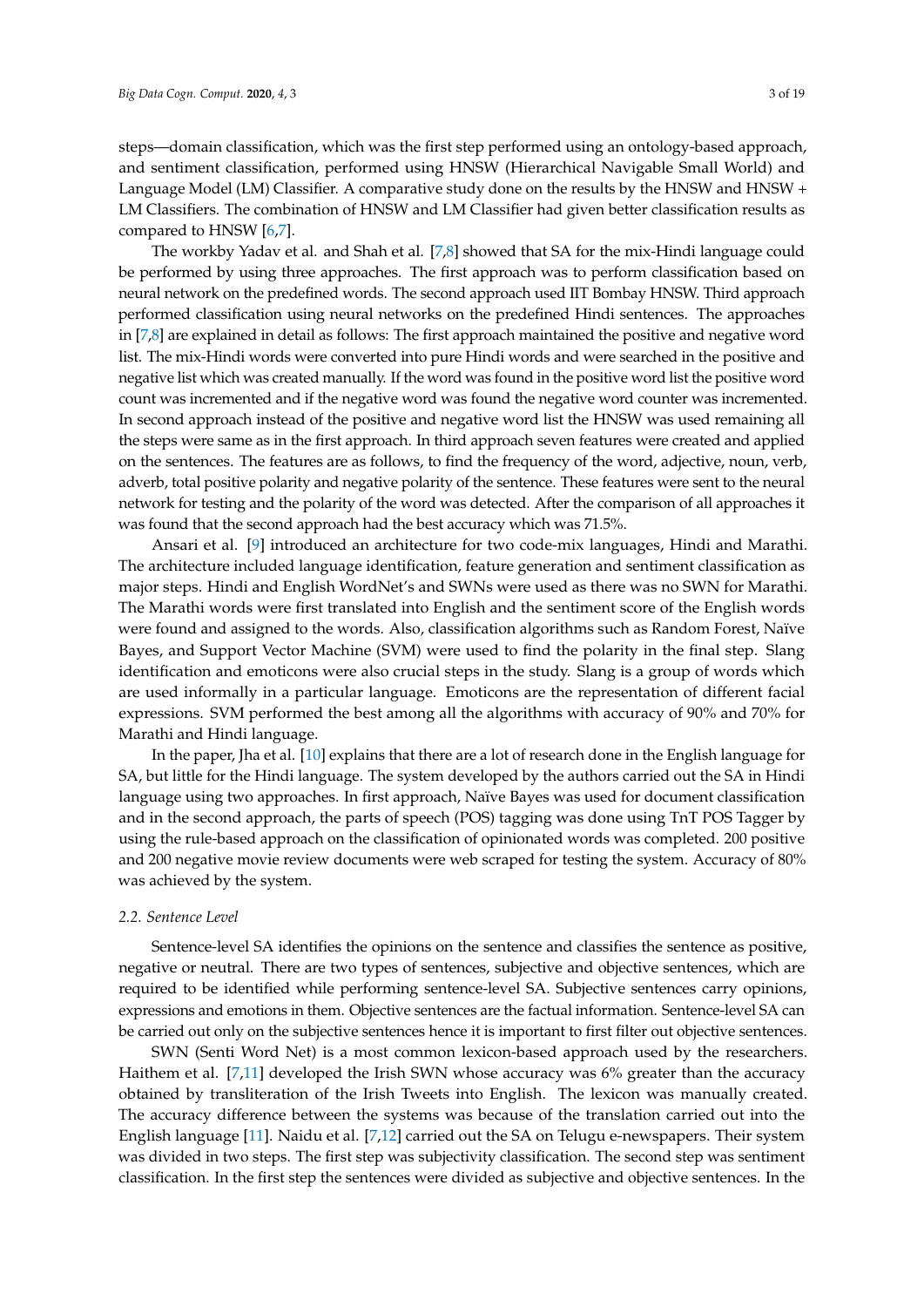steps—domain classification, which was the first step performed using an ontology-based approach, and sentiment classification, performed using HNSW (Hierarchical Navigable Small World) and Language Model (LM) Classifier. A comparative study done on the results by the HNSW and HNSW + LM Classifiers. The combination of HNSW and LM Classifier had given better classification results as compared to HNSW [6,7].

The workby Yadav et al. and Shah et al. [7,8] showed that SA for the mix-Hindi language could be performed by using three approaches. The first approach was to perform classification based on neural network on the predefined words. The second approach used IIT Bombay HNSW. Third approach performed classification using neural networks on the predefined Hindi sentences. The approaches in [7,8] are explained in detail as follows: The first approach maintained the positive and negative word list. The mix-Hindi words were converted into pure Hindi words and were searched in the positive and negative list which was created manually. If the word was found in the positive word list the positive word count was incremented and if the negative word was found the negative word counter was incremented. In second approach instead of the positive and negative word list the HNSW was used remaining all the steps were same as in the first approach. In third approach seven features were created and applied on the sentences. The features are as follows, to find the frequency of the word, adjective, noun, verb, adverb, total positive polarity and negative polarity of the sentence. These features were sent to the neural network for testing and the polarity of the word was detected. After the comparison of all approaches it was found that the second approach had the best accuracy which was 71.5%.

Ansari et al. [9] introduced an architecture for two code-mix languages, Hindi and Marathi. The architecture included language identification, feature generation and sentiment classification as major steps. Hindi and English WordNet's and SWNs were used as there was no SWN for Marathi. The Marathi words were first translated into English and the sentiment score of the English words were found and assigned to the words. Also, classification algorithms such as Random Forest, Naïve Bayes, and Support Vector Machine (SVM) were used to find the polarity in the final step. Slang identification and emoticons were also crucial steps in the study. Slang is a group of words which are used informally in a particular language. Emoticons are the representation of different facial expressions. SVM performed the best among all the algorithms with accuracy of 90% and 70% for Marathi and Hindi language.

In the paper, Jha et al. [10] explains that there are a lot of research done in the English language for SA, but little for the Hindi language. The system developed by the authors carried out the SA in Hindi language using two approaches. In first approach, Naïve Bayes was used for document classification and in the second approach, the parts of speech (POS) tagging was done using TnT POS Tagger by using the rule-based approach on the classification of opinionated words was completed. 200 positive and 200 negative movie review documents were web scraped for testing the system. Accuracy of 80% was achieved by the system.

### 2.2. Sentence Level

Sentence-level SA identifies the opinions on the sentence and classifies the sentence as positive, negative or neutral. There are two types of sentences, subjective and objective sentences, which are required to be identified while performing sentence-level SA. Subjective sentences carry opinions, expressions and emotions in them. Objective sentences are the factual information. Sentence-level SA can be carried out only on the subjective sentences hence it is important to first filter out objective sentences.

SWN (Senti Word Net) is a most common lexicon-based approach used by the researchers. Haithem et al. [7,11] developed the Irish SWN whose accuracy was 6% greater than the accuracy obtained by transliteration of the Irish Tweets into English. The lexicon was manually created. The accuracy difference between the systems was because of the translation carried out into the English language [11]. Naidu et al. [7,12] carried out the SA on Telugu e-newspapers. Their system was divided in two steps. The first step was subjectivity classification. The second step was sentiment classification. In the first step the sentences were divided as subjective and objective sentences. In the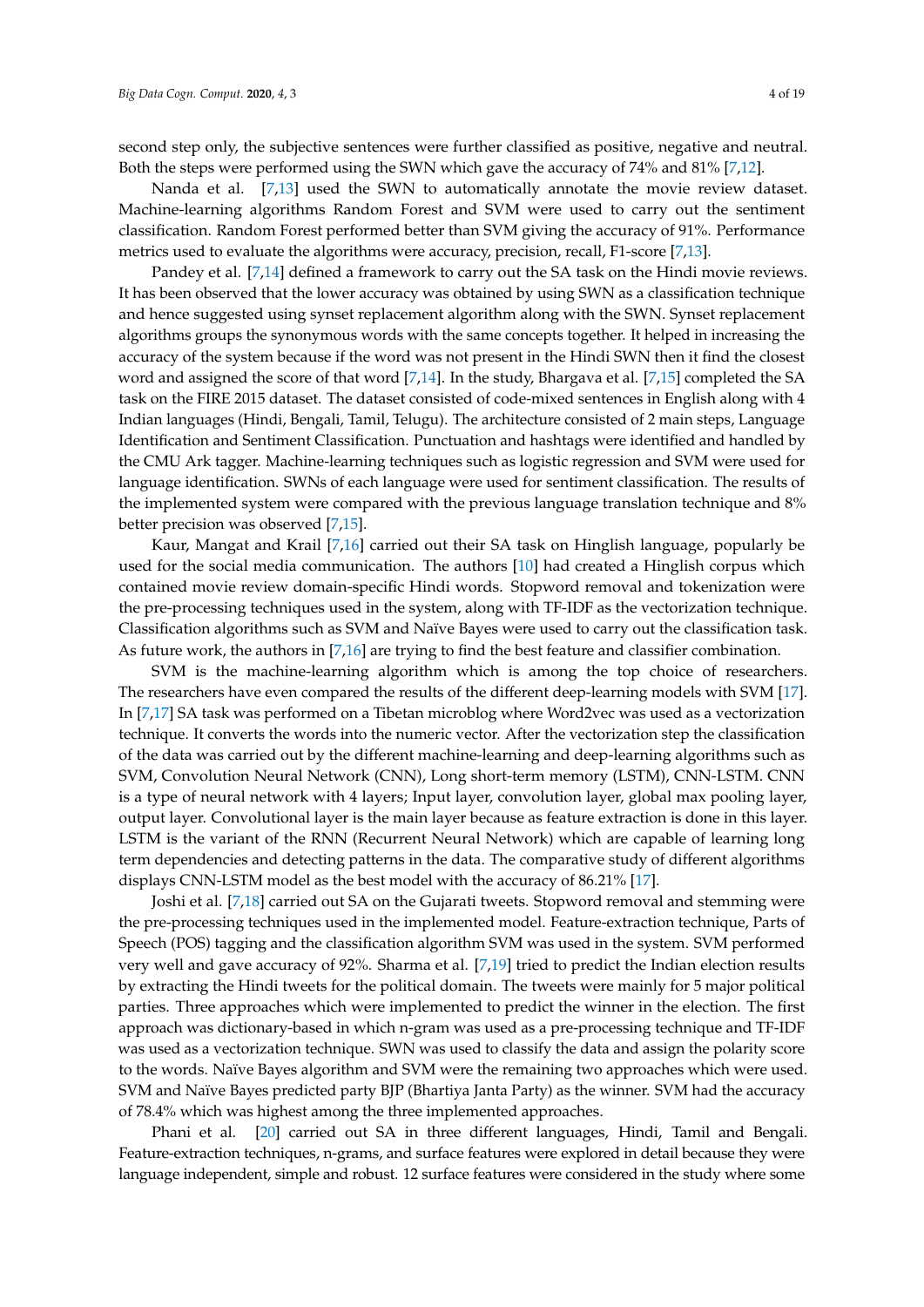second step only, the subjective sentences were further classified as positive, negative and neutral. Both the steps were performed using the SWN which gave the accuracy of 74% and 81% [7,12].

Nanda et al. [7,13] used the SWN to automatically annotate the movie review dataset. Machine-learning algorithms Random Forest and SVM were used to carry out the sentiment classification. Random Forest performed better than SVM giving the accuracy of 91%. Performance metrics used to evaluate the algorithms were accuracy, precision, recall, F1-score [7,13].

Pandey et al. [7,14] defined a framework to carry out the SA task on the Hindi movie reviews. It has been observed that the lower accuracy was obtained by using SWN as a classification technique and hence suggested using synset replacement algorithm along with the SWN. Synset replacement algorithms groups the synonymous words with the same concepts together. It helped in increasing the accuracy of the system because if the word was not present in the Hindi SWN then it find the closest word and assigned the score of that word [7,14]. In the study, Bhargava et al. [7,15] completed the SA task on the FIRE 2015 dataset. The dataset consisted of code-mixed sentences in English along with 4 Indian languages (Hindi, Bengali, Tamil, Telugu). The architecture consisted of 2 main steps, Language Identification and Sentiment Classification. Punctuation and hashtags were identified and handled by the CMU Ark tagger. Machine-learning techniques such as logistic regression and SVM were used for language identification. SWNs of each language were used for sentiment classification. The results of the implemented system were compared with the previous language translation technique and 8% better precision was observed [7,15].

Kaur, Mangat and Krail [7,16] carried out their SA task on Hinglish language, popularly be used for the social media communication. The authors [10] had created a Hinglish corpus which contained movie review domain-specific Hindi words. Stopword removal and tokenization were the pre-processing techniques used in the system, along with TF-IDF as the vectorization technique. Classification algorithms such as SVM and Naïve Bayes were used to carry out the classification task. As future work, the authors in [7,16] are trying to find the best feature and classifier combination.

SVM is the machine-learning algorithm which is among the top choice of researchers. The researchers have even compared the results of the different deep-learning models with SVM [17]. In [7,17] SA task was performed on a Tibetan microblog where Word2vec was used as a vectorization technique. It converts the words into the numeric vector. After the vectorization step the classification of the data was carried out by the different machine-learning and deep-learning algorithms such as SVM, Convolution Neural Network (CNN), Long short-term memory (LSTM), CNN-LSTM. CNN is a type of neural network with 4 layers; Input layer, convolution layer, global max pooling layer, output layer. Convolutional layer is the main layer because as feature extraction is done in this layer. LSTM is the variant of the RNN (Recurrent Neural Network) which are capable of learning long term dependencies and detecting patterns in the data. The comparative study of different algorithms displays CNN-LSTM model as the best model with the accuracy of 86.21% [17].

Joshi et al. [7,18] carried out SA on the Gujarati tweets. Stopword removal and stemming were the pre-processing techniques used in the implemented model. Feature-extraction technique, Parts of Speech (POS) tagging and the classification algorithm SVM was used in the system. SVM performed very well and gave accuracy of 92%. Sharma et al. [7,19] tried to predict the Indian election results by extracting the Hindi tweets for the political domain. The tweets were mainly for 5 major political parties. Three approaches which were implemented to predict the winner in the election. The first approach was dictionary-based in which n-gram was used as a pre-processing technique and TF-IDF was used as a vectorization technique. SWN was used to classify the data and assign the polarity score to the words. Naïve Bayes algorithm and SVM were the remaining two approaches which were used. SVM and Naïve Bayes predicted party BJP (Bhartiya Janta Party) as the winner. SVM had the accuracy of 78.4% which was highest among the three implemented approaches.

Phani et al. [20] carried out SA in three different languages, Hindi, Tamil and Bengali. Feature-extraction techniques, n-grams, and surface features were explored in detail because they were language independent, simple and robust. 12 surface features were considered in the study where some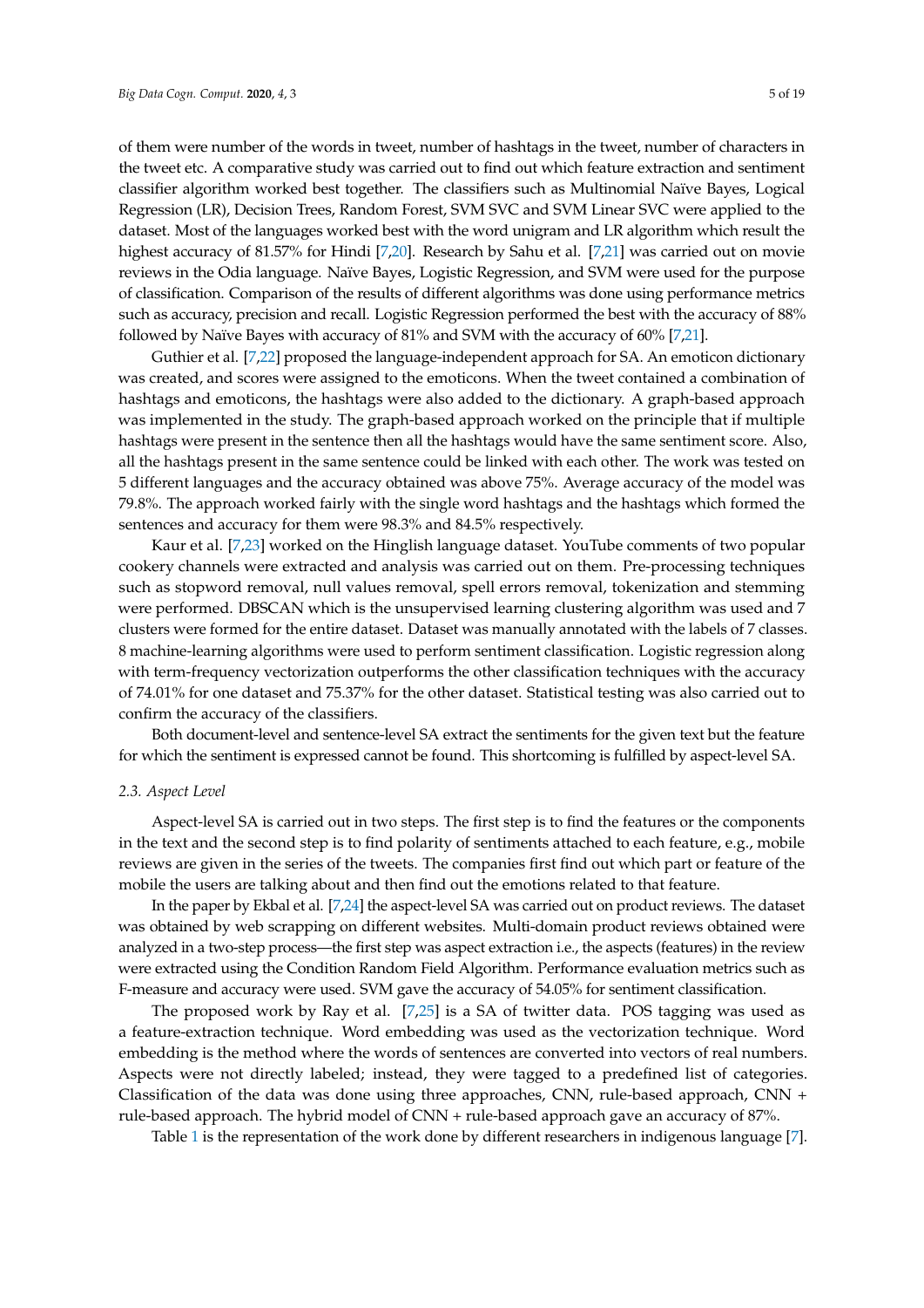of them were number of the words in tweet, number of hashtags in the tweet, number of characters in the tweet etc. A comparative study was carried out to find out which feature extraction and sentiment classifier algorithm worked best together. The classifiers such as Multinomial Naïve Bayes, Logical Regression (LR), Decision Trees, Random Forest, SVM SVC and SVM Linear SVC were applied to the dataset. Most of the languages worked best with the word unigram and LR algorithm which result the highest accuracy of 81.57% for Hindi [7,20]. Research by Sahu et al. [7,21] was carried out on movie reviews in the Odia language. Naïve Bayes, Logistic Regression, and SVM were used for the purpose of classification. Comparison of the results of different algorithms was done using performance metrics such as accuracy, precision and recall. Logistic Regression performed the best with the accuracy of 88% followed by Naïve Bayes with accuracy of 81% and SVM with the accuracy of 60% [7,21].

Guthier et al. [7,22] proposed the language-independent approach for SA. An emoticon dictionary was created, and scores were assigned to the emoticons. When the tweet contained a combination of hashtags and emoticons, the hashtags were also added to the dictionary. A graph-based approach was implemented in the study. The graph-based approach worked on the principle that if multiple hashtags were present in the sentence then all the hashtags would have the same sentiment score. Also, all the hashtags present in the same sentence could be linked with each other. The work was tested on 5 different languages and the accuracy obtained was above 75%. Average accuracy of the model was 79.8%. The approach worked fairly with the single word hashtags and the hashtags which formed the sentences and accuracy for them were 98.3% and 84.5% respectively.

Kaur et al. [7,23] worked on the Hinglish language dataset. YouTube comments of two popular cookery channels were extracted and analysis was carried out on them. Pre-processing techniques such as stopword removal, null values removal, spell errors removal, tokenization and stemming were performed. DBSCAN which is the unsupervised learning clustering algorithm was used and 7 clusters were formed for the entire dataset. Dataset was manually annotated with the labels of 7 classes. 8 machine-learning algorithms were used to perform sentiment classification. Logistic regression along with term-frequency vectorization outperforms the other classification techniques with the accuracy of 74.01% for one dataset and 75.37% for the other dataset. Statistical testing was also carried out to confirm the accuracy of the classifiers.

Both document-level and sentence-level SA extract the sentiments for the given text but the feature for which the sentiment is expressed cannot be found. This shortcoming is fulfilled by aspect-level SA.

### 2.3. Aspect Level

Aspect-level SA is carried out in two steps. The first step is to find the features or the components in the text and the second step is to find polarity of sentiments attached to each feature, e.g., mobile reviews are given in the series of the tweets. The companies first find out which part or feature of the mobile the users are talking about and then find out the emotions related to that feature.

In the paper by Ekbal et al. [7,24] the aspect-level SA was carried out on product reviews. The dataset was obtained by web scrapping on different websites. Multi-domain product reviews obtained were analyzed in a two-step process—the first step was aspect extraction i.e., the aspects (features) in the review were extracted using the Condition Random Field Algorithm. Performance evaluation metrics such as F-measure and accuracy were used. SVM gave the accuracy of 54.05% for sentiment classification.

The proposed work by Ray et al. [7,25] is a SA of twitter data. POS tagging was used as a feature-extraction technique. Word embedding was used as the vectorization technique. Word embedding is the method where the words of sentences are converted into vectors of real numbers. Aspects were not directly labeled; instead, they were tagged to a predefined list of categories. Classification of the data was done using three approaches, CNN, rule-based approach, CNN + rule-based approach. The hybrid model of CNN + rule-based approach gave an accuracy of 87%.

Table 1 is the representation of the work done by different researchers in indigenous language [7].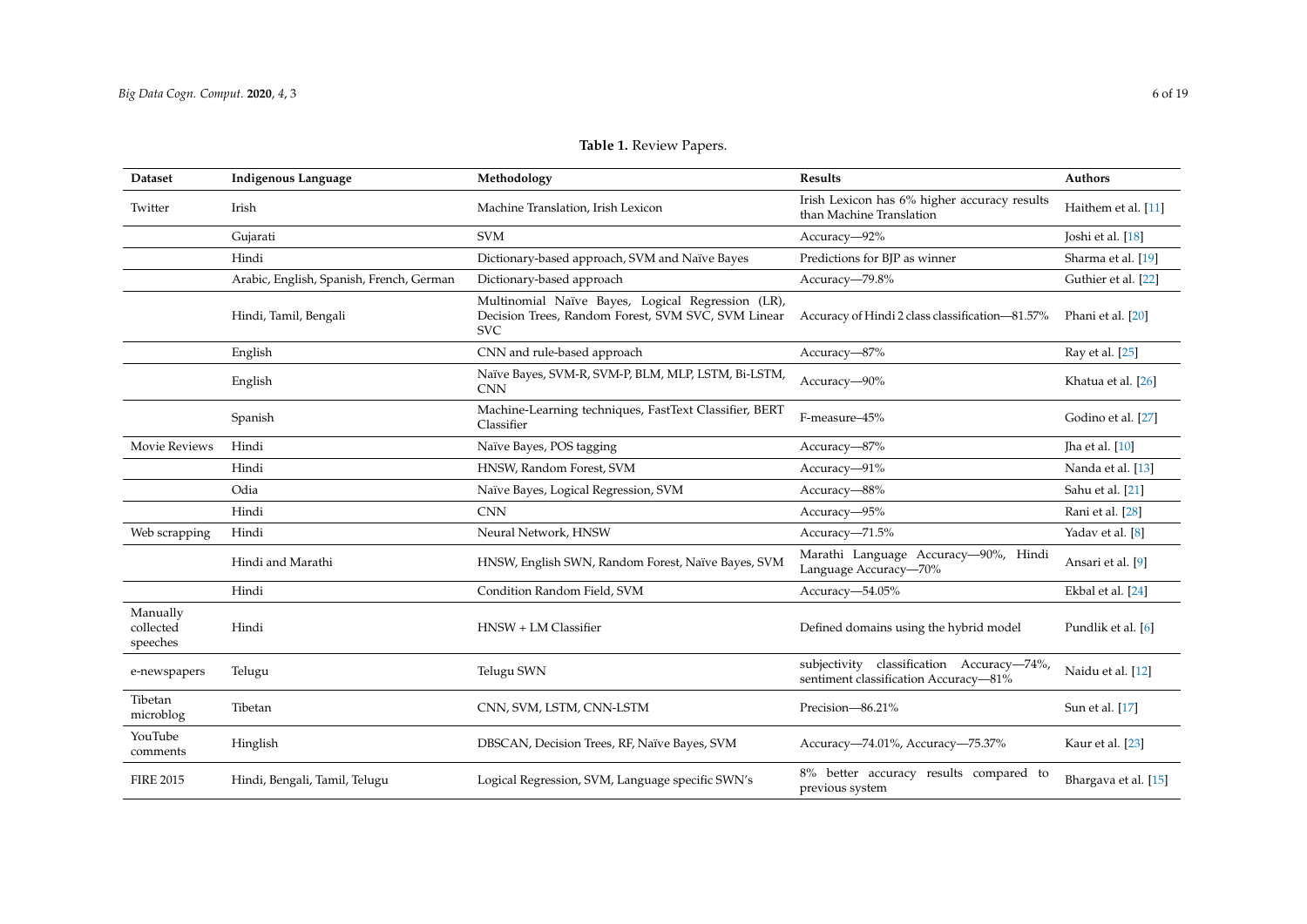**Table 1.** Review Papers.

| Dataset | Indigenous Language | Methodology | Results | Authors |
| --- | --- | --- | --- | --- |
| Twitter | Irish | Machine Translation, Irish Lexicon | Irish Lexicon has 6% higher accuracy results than Machine Translation | Haithem et al. [11] |
| | Gujarati | SVM | Accuracy—92% | Joshi et al. [18] |
| | Hindi | Dictionary-based approach, SVM and Naïve Bayes | Predictions for BJP as winner | Sharma et al. [19] |
| | Arabic, English, Spanish, French, German | Dictionary-based approach | Accuracy—79.8% | Guthier et al. [22] |
| | Hindi, Tamil, Bengali | Multinomial Naïve Bayes, Logical Regression (LR), Decision Trees, Random Forest, SVM SVC, SVM Linear SVC | Accuracy of Hindi 2 class classification—81.57% | Phani et al. [20] |
| | English | CNN and rule-based approach | Accuracy—87% | Ray et al. [25] |
| | English | Naïve Bayes, SVM-R, SVM-P, BLM, MLP, LSTM, Bi-LSTM, CNN | Accuracy—90% | Khatua et al. [26] |
| | Spanish | Machine-Learning techniques, FastText Classifier, BERT Classifier | F-measure–45% | Godino et al. [27] |
| Movie Reviews | Hindi | Naïve Bayes, POS tagging | Accuracy—87% | Jha et al. [10] |
| | Hindi | HNSW, Random Forest, SVM | Accuracy—91% | Nanda et al. [13] |
| | Odia | Naïve Bayes, Logical Regression, SVM | Accuracy—88% | Sahu et al. [21] |
| | Hindi | CNN | Accuracy—95% | Rani et al. [28] |
| Web scrapping | Hindi | Neural Network, HNSW | Accuracy—71.5% | Yadav et al. [8] |
| | Hindi and Marathi | HNSW, English SWN, Random Forest, Naïve Bayes, SVM | Marathi Language Accuracy—90%, Hindi Language Accuracy—70% | Ansari et al. [9] |
| | Hindi | Condition Random Field, SVM | Accuracy—54.05% | Ekbal et al. [24] |
| Manually collected speeches | Hindi | HNSW + LM Classifier | Defined domains using the hybrid model | Pundlik et al. [6] |
| e-newspapers | Telugu | Telugu SWN | subjectivity classification Accuracy—74%, sentiment classification Accuracy—81% | Naidu et al. [12] |
| Tibetan microblog | Tibetan | CNN, SVM, LSTM, CNN-LSTM | Precision—86.21% | Sun et al. [17] |
| YouTube comments | Hinglish | DBSCAN, Decision Trees, RF, Naïve Bayes, SVM | Accuracy—74.01%, Accuracy—75.37% | Kaur et al. [23] |
| FIRE 2015 | Hindi, Bengali, Tamil, Telugu | Logical Regression, SVM, Language specific SWN's | 8% better accuracy results compared to previous system | Bhargava et al. [15] |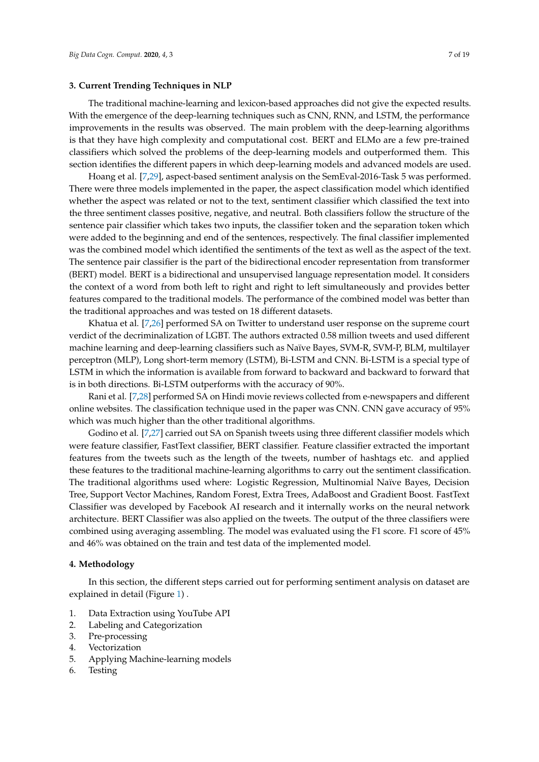## 3. Current Trending Techniques in NLP

The traditional machine-learning and lexicon-based approaches did not give the expected results. With the emergence of the deep-learning techniques such as CNN, RNN, and LSTM, the performance improvements in the results was observed. The main problem with the deep-learning algorithms is that they have high complexity and computational cost. BERT and ELMo are a few pre-trained classifiers which solved the problems of the deep-learning models and outperformed them. This section identifies the different papers in which deep-learning models and advanced models are used.

Hoang et al. [7,29], aspect-based sentiment analysis on the SemEval-2016-Task 5 was performed. There were three models implemented in the paper, the aspect classification model which identified whether the aspect was related or not to the text, sentiment classifier which classified the text into the three sentiment classes positive, negative, and neutral. Both classifiers follow the structure of the sentence pair classifier which takes two inputs, the classifier token and the separation token which were added to the beginning and end of the sentences, respectively. The final classifier implemented was the combined model which identified the sentiments of the text as well as the aspect of the text. The sentence pair classifier is the part of the bidirectional encoder representation from transformer (BERT) model. BERT is a bidirectional and unsupervised language representation model. It considers the context of a word from both left to right and right to left simultaneously and provides better features compared to the traditional models. The performance of the combined model was better than the traditional approaches and was tested on 18 different datasets.

Khatua et al. [7,26] performed SA on Twitter to understand user response on the supreme court verdict of the decriminalization of LGBT. The authors extracted 0.58 million tweets and used different machine learning and deep-learning classifiers such as Naïve Bayes, SVM-R, SVM-P, BLM, multilayer perceptron (MLP), Long short-term memory (LSTM), Bi-LSTM and CNN. Bi-LSTM is a special type of LSTM in which the information is available from forward to backward and backward to forward that is in both directions. Bi-LSTM outperforms with the accuracy of 90%.

Rani et al. [7,28] performed SA on Hindi movie reviews collected from e-newspapers and different online websites. The classification technique used in the paper was CNN. CNN gave accuracy of 95% which was much higher than the other traditional algorithms.

Godino et al. [7,27] carried out SA on Spanish tweets using three different classifier models which were feature classifier, FastText classifier, BERT classifier. Feature classifier extracted the important features from the tweets such as the length of the tweets, number of hashtags etc. and applied these features to the traditional machine-learning algorithms to carry out the sentiment classification. The traditional algorithms used where: Logistic Regression, Multinomial Naïve Bayes, Decision Tree, Support Vector Machines, Random Forest, Extra Trees, AdaBoost and Gradient Boost. FastText Classifier was developed by Facebook AI research and it internally works on the neural network architecture. BERT Classifier was also applied on the tweets. The output of the three classifiers were combined using averaging assembling. The model was evaluated using the F1 score. F1 score of 45% and 46% was obtained on the train and test data of the implemented model.

## 4. Methodology

In this section, the different steps carried out for performing sentiment analysis on dataset are explained in detail (Figure 1) .

1. Data Extraction using YouTube API
2. Labeling and Categorization
3. Pre-processing
4. Vectorization
5. Applying Machine-learning models
6. Testing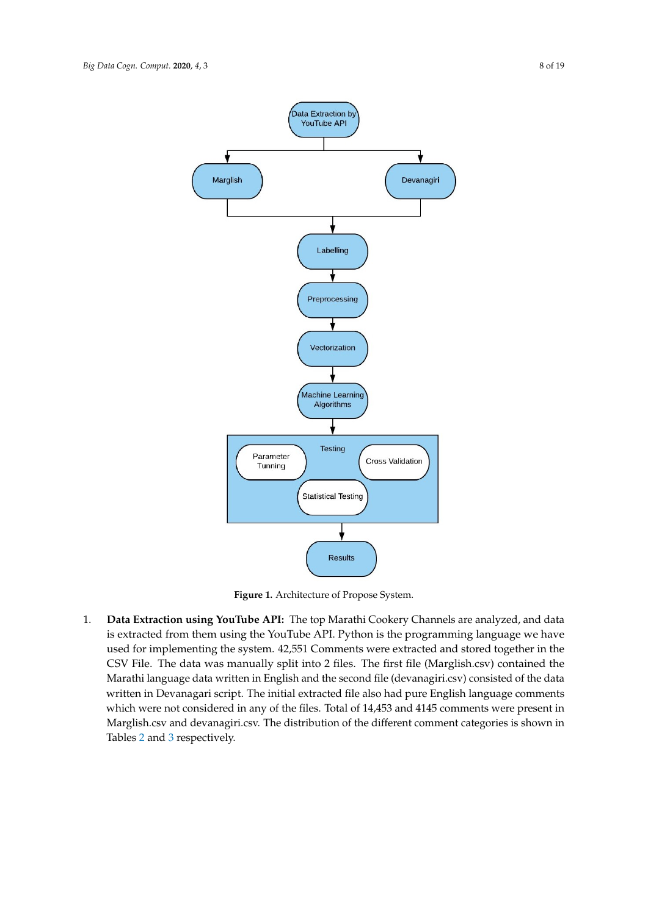**Figure 1.** Architecture of Propose System.

1. **Data Extraction using YouTube API:** The top Marathi Cookery Channels are analyzed, and data is extracted from them using the YouTube API. Python is the programming language we have used for implementing the system. 42,551 Comments were extracted and stored together in the CSV File. The data was manually split into 2 files. The first file (Marglish.csv) contained the Marathi language data written in English and the second file (devanagiri.csv) consisted of the data written in Devanagari script. The initial extracted file also had pure English language comments which were not considered in any of the files. Total of 14,453 and 4145 comments were present in Marglish.csv and devanagiri.csv. The distribution of the different comment categories is shown in Tables 2 and 3 respectively.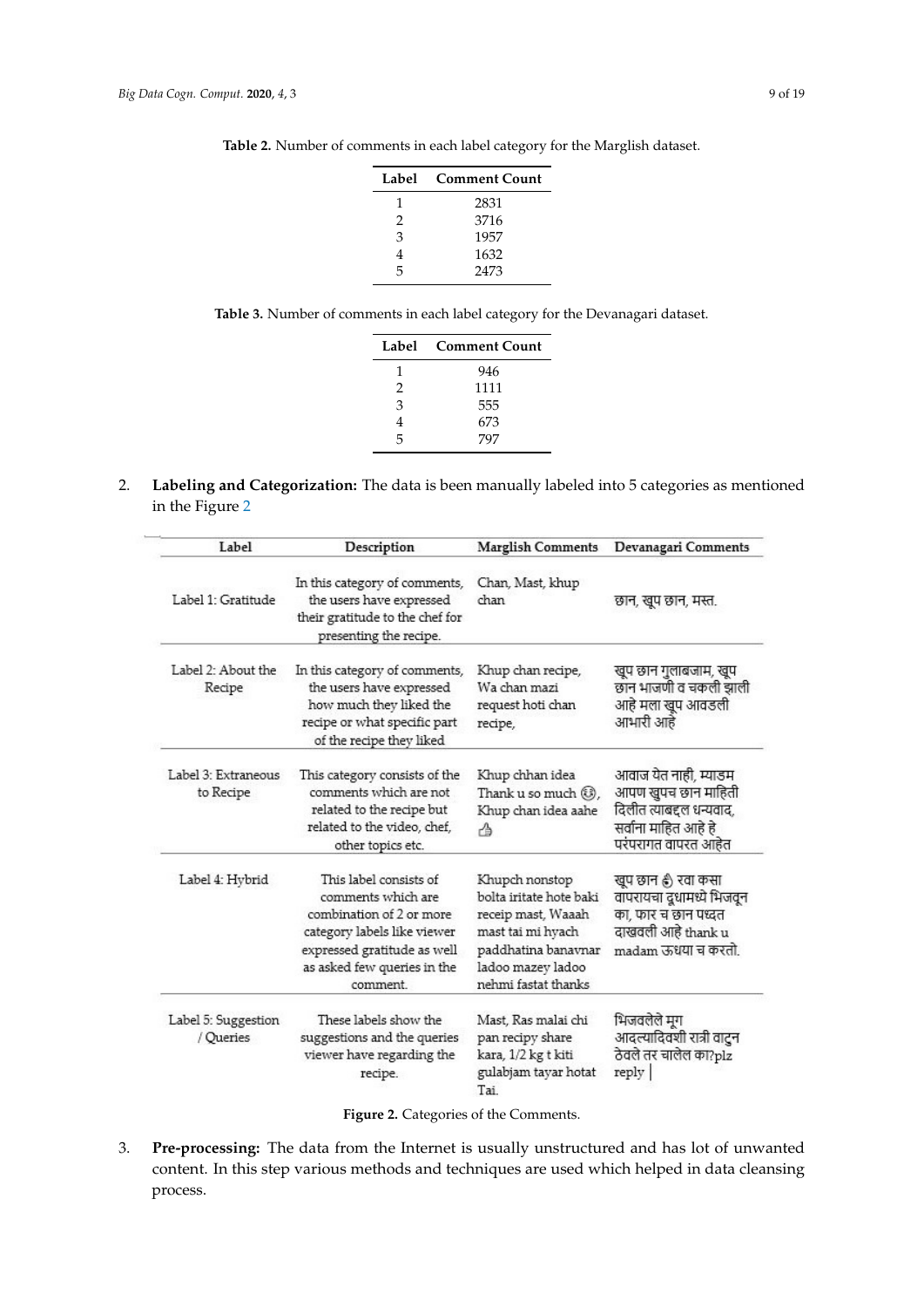**Table 2.** Number of comments in each label category for the Marglish dataset.

| Label | Comment Count |
|---|---|
| 1 | 2831 |
| 2 | 3716 |
| 3 | 1957 |
| 4 | 1632 |
| 5 | 2473 |

**Table 3.** Number of comments in each label category for the Devanagari dataset.

| Label | Comment Count |
|---|---|
| 1 | 946 |
| 2 | 1111 |
| 3 | 555 |
| 4 | 673 |
| 5 | 797 |

2. **Labeling and Categorization:** The data is been manually labeled into 5 categories as mentioned in the Figure 2

| Label | Description | Marglish Comments | Devanagari Comments |
|---|---|---|---|
| Label 1: Gratitude | In this category of comments, the users have expressed their gratitude to the chef for presenting the recipe. | Chan, Mast, khup chan | छान, खूप छान, मस्त. |
| Label 2: About the Recipe | In this category of comments, the users have expressed how much they liked the recipe or what specific part of the recipe they liked | Khup chan recipe, Wa chan mazi request hoti chan recipe, | खूप छान गुलाबजाम, खूप छान भाजणी व चकली झाली आहे मला खूप आवडली आभारी आहे |
| Label 3: Extraneous to Recipe | This category consists of the comments which are not related to the recipe but related to the video, chef, other topics etc. | Khup chhan idea Thank u so much 😊, Khup chan idea aahe 👍 | आवाज येत नाही, म्याडम आपण खुपच छान माहिती दिलीत त्याबद्दल धन्यवाद, सर्वांना माहित आहे हे परंपरागत वापरत आहेत |
| Label 4: Hybrid | This label consists of comments which are combination of 2 or more category labels like viewer expressed gratitude as well as asked few queries in the comment. | Khupch nonstop bolta iritate hote baki receip mast, Waaah mast tai mi hyach paddhatina banavnar ladoo mazey ladoo nehmi fastat thanks | खूप छान 😊 रवा कसा वापरायचा दूधामध्ये भिजवून का, फार च छान पध्दत दाखवली आहे thank u madam ऊधया च करतो. |
| Label 5: Suggestion / Queries | These labels show the suggestions and the queries viewer have regarding the recipe. | Mast, Ras malai chi pan recipy share kara, 1/2 kg t kiti gulabjam tayar hotat Tai. | भिजवलेले मूग आदल्यादिवशी रात्री वाटून ठेवले तर चालेल का?plz reply \| |

**Figure 2.** Categories of the Comments.

3. **Pre-processing:** The data from the Internet is usually unstructured and has lot of unwanted content. In this step various methods and techniques are used which helped in data cleansing process.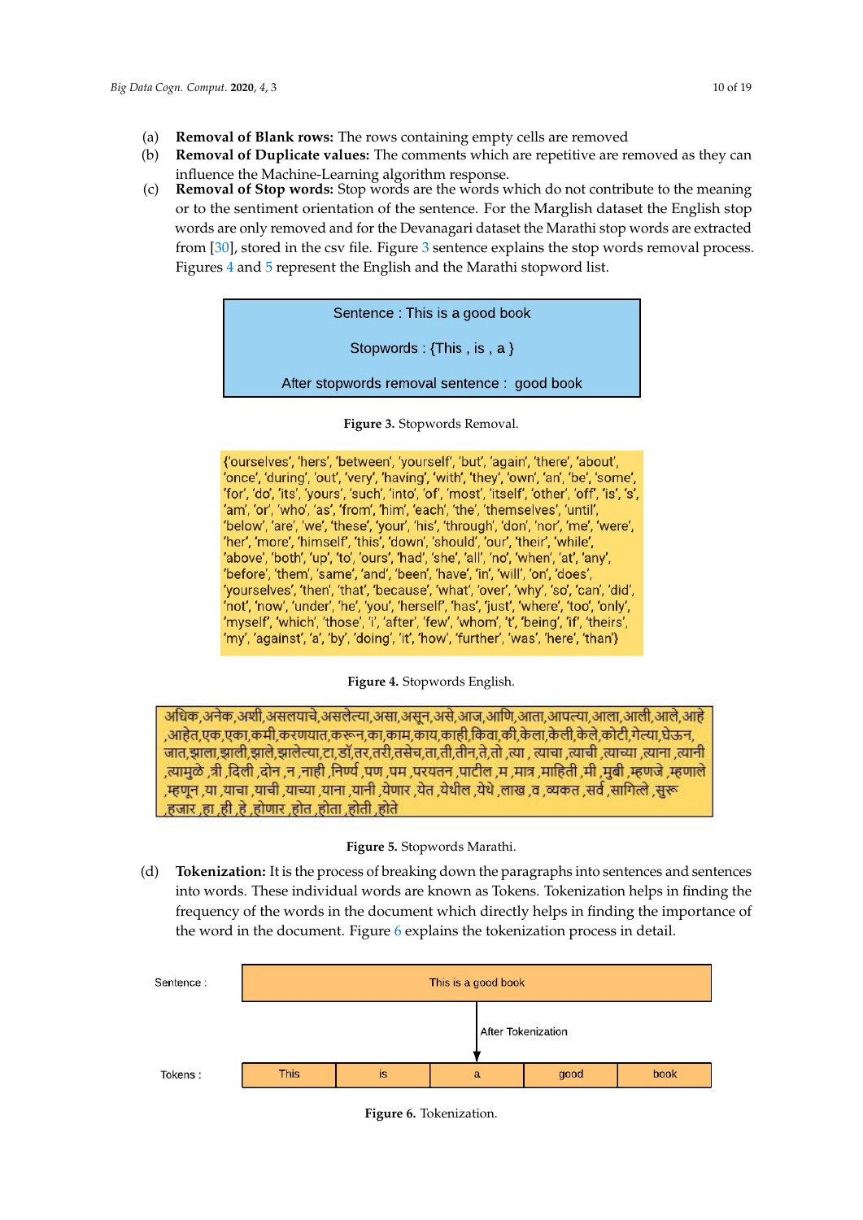(a) **Removal of Blank rows:** The rows containing empty cells are removed

(b) **Removal of Duplicate values:** The comments which are repetitive are removed as they can influence the Machine-Learning algorithm response.

(c) **Removal of Stop words:** Stop words are the words which do not contribute to the meaning or to the sentiment orientation of the sentence. For the Marglish dataset the English stop words are only removed and for the Devanagari dataset the Marathi stop words are extracted from [30], stored in the csv file. Figure 3 sentence explains the stop words removal process. Figures 4 and 5 represent the English and the Marathi stopword list.

Sentence : This is a good book

Stopwords : {This , is , a }

After stopwords removal sentence : good book

**Figure 3.** Stopwords Removal.

{'ourselves', 'hers', 'between', 'yourself', 'but', 'again', 'there', 'about', 'once', 'during', 'out', 'very', 'having', 'with', 'they', 'own', 'an', 'be', 'some', 'for', 'do', 'its', 'yours', 'such', 'into', 'of', 'most', 'itself', 'other', 'off', 'is', 's', 'am', 'or', 'who', 'as', 'from', 'him', 'each', 'the', 'themselves', 'until', 'below', 'are', 'we', 'these', 'your', 'his', 'through', 'don', 'nor', 'me', 'were', 'her', 'more', 'himself', 'this', 'down', 'should', 'our', 'their', 'while', 'above', 'both', 'up', 'to', 'ours', 'had', 'she', 'all', 'no', 'when', 'at', 'any', 'before', 'them', 'same', 'and', 'been', 'have', 'in', 'will', 'on', 'does', 'yourselves', 'then', 'that', 'because', 'what', 'over', 'why', 'so', 'can', 'did', 'not', 'now', 'under', 'he', 'you', 'herself', 'has', 'just', 'where', 'too', 'only', 'myself', 'which', 'those', 'i', 'after', 'few', 'whom', 't', 'being', 'if', 'theirs', 'my', 'against', 'a', 'by', 'doing', 'it', 'how', 'further', 'was', 'here', 'than'}

**Figure 4.** Stopwords English.

अधिक,अनेक,अशी,असलयाचे,असलेल्या,असा,असून,असे,आज,आणि,आता,आपल्या,आला,आली,आले,आहे ,आहेत,एक,एका,कमी,करणयात,करून,का,काम,काय,काही,किवा,की,केला,केली,केले,कोटी,गेल्या,घेऊन, जात,झाला,झाली,झाले,झालेल्या,टा,डॉ,तर,तरी,तसेच,ता,ती,तीन,ते,तो ,त्या , त्याचा ,त्याची ,त्याच्या ,त्याना ,त्यानी ,त्यामुळे ,त्री ,दिली ,दोन ,न ,नाही ,निर्ण ,पण ,पम ,परयतन ,पाटील ,म ,मात्र ,माहिती ,मी ,मुबी ,म्हणजे ,म्हणाले ,म्हणून ,या ,याचा ,याची ,याच्या ,याना ,यानी ,येणार ,येत ,येथील ,येथे ,लाख ,व ,व्यकत ,सर्व ,सागित्ले ,सुरू ,हजार ,हा ,ही ,हे ,होणार ,होत ,होता ,होती ,होते

**Figure 5.** Stopwords Marathi.

(d) **Tokenization:** It is the process of breaking down the paragraphs into sentences and sentences into words. These individual words are known as Tokens. Tokenization helps in finding the frequency of the words in the document which directly helps in finding the importance of the word in the document. Figure 6 explains the tokenization process in detail.

Sentence : This is a good book

After Tokenization

Tokens : This | is | a | good | book

**Figure 6.** Tokenization.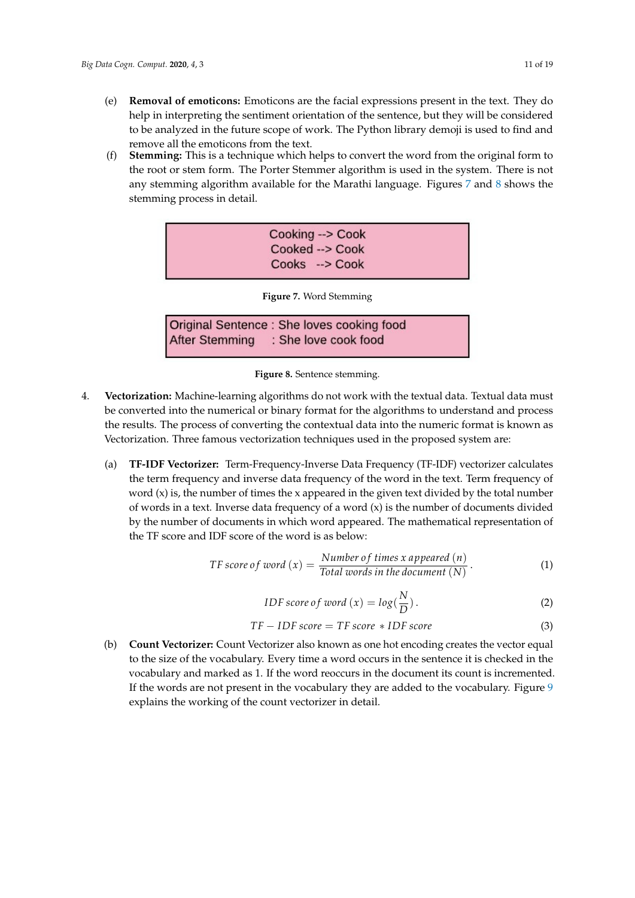(e) **Removal of emoticons:** Emoticons are the facial expressions present in the text. They do help in interpreting the sentiment orientation of the sentence, but they will be considered to be analyzed in the future scope of work. The Python library demoji is used to find and remove all the emoticons from the text.

(f) **Stemming:** This is a technique which helps to convert the word from the original form to the root or stem form. The Porter Stemmer algorithm is used in the system. There is not any stemming algorithm available for the Marathi language. Figures 7 and 8 shows the stemming process in detail.

```
Cooking --> Cook
Cooked --> Cook
Cooks   --> Cook
```

**Figure 7.** Word Stemming

```
Original Sentence : She loves cooking food
After Stemming    : She love cook food
```

**Figure 8.** Sentence stemming.

4. **Vectorization:** Machine-learning algorithms do not work with the textual data. Textual data must be converted into the numerical or binary format for the algorithms to understand and process the results. The process of converting the contextual data into the numeric format is known as Vectorization. Three famous vectorization techniques used in the proposed system are:

(a) **TF-IDF Vectorizer:** Term-Frequency-Inverse Data Frequency (TF-IDF) vectorizer calculates the term frequency and inverse data frequency of the word in the text. Term frequency of word (x) is, the number of times the x appeared in the given text divided by the total number of words in a text. Inverse data frequency of a word (x) is the number of documents divided by the number of documents in which word appeared. The mathematical representation of the TF score and IDF score of the word is as below:

$$TF\ score\ of\ word\ (x) = \frac{Number\ of\ times\ x\ appeared\ (n)}{Total\ words\ in\ the\ document\ (N)}. \tag{1}$$

$$IDF\ score\ of\ word\ (x) = log(\frac{N}{D}). \tag{2}$$

$$TF - IDF\ score = TF\ score * IDF\ score \tag{3}$$

(b) **Count Vectorizer:** Count Vectorizer also known as one hot encoding creates the vector equal to the size of the vocabulary. Every time a word occurs in the sentence it is checked in the vocabulary and marked as 1. If the word reoccurs in the document its count is incremented. If the words are not present in the vocabulary they are added to the vocabulary. Figure 9 explains the working of the count vectorizer in detail.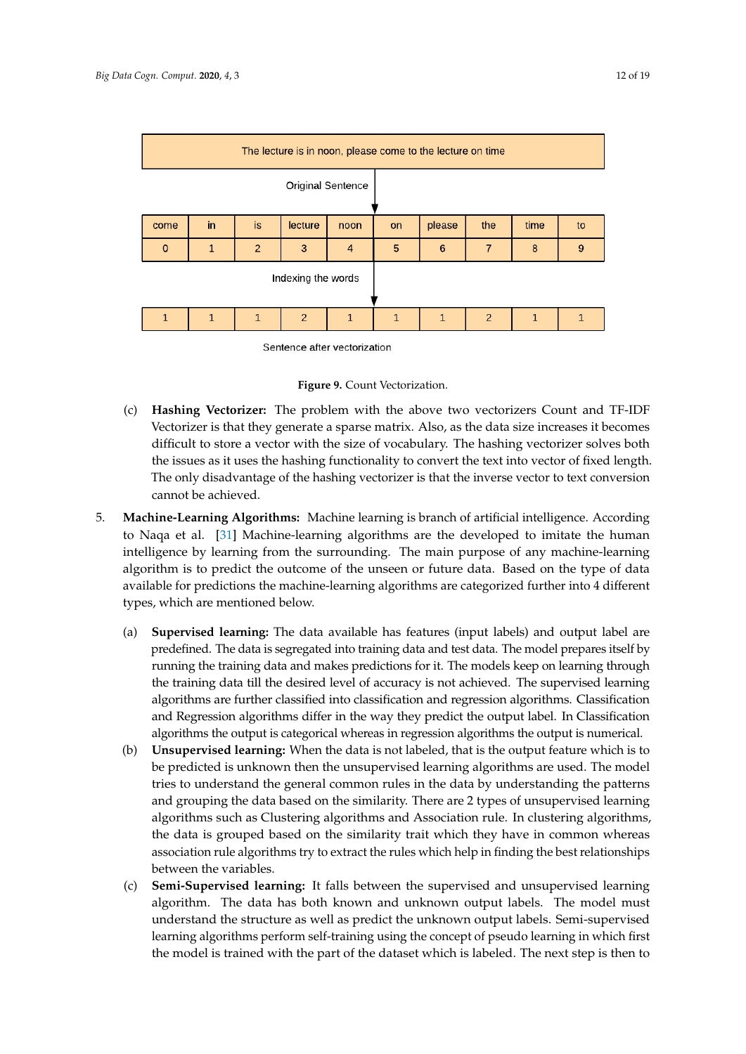| The lecture is in noon, please come to the lecture on time | | | | | | | | | |
|---|---|---|---|---|---|---|---|---|---|

Original Sentence

| come | in | is | lecture | noon | on | please | the | time | to |
|---|---|---|---|---|---|---|---|---|---|
| 0 | 1 | 2 | 3 | 4 | 5 | 6 | 7 | 8 | 9 |

Indexing the words

| 1 | 1 | 1 | 2 | 1 | 1 | 1 | 2 | 1 | 1 |
|---|---|---|---|---|---|---|---|---|---|

Sentence after vectorization

**Figure 9.** Count Vectorization.

(c) **Hashing Vectorizer:** The problem with the above two vectorizers Count and TF-IDF Vectorizer is that they generate a sparse matrix. Also, as the data size increases it becomes difficult to store a vector with the size of vocabulary. The hashing vectorizer solves both the issues as it uses the hashing functionality to convert the text into vector of fixed length. The only disadvantage of the hashing vectorizer is that the inverse vector to text conversion cannot be achieved.

5. **Machine-Learning Algorithms:** Machine learning is branch of artificial intelligence. According to Naqa et al. [31] Machine-learning algorithms are the developed to imitate the human intelligence by learning from the surrounding. The main purpose of any machine-learning algorithm is to predict the outcome of the unseen or future data. Based on the type of data available for predictions the machine-learning algorithms are categorized further into 4 different types, which are mentioned below.

   (a) **Supervised learning:** The data available has features (input labels) and output label are predefined. The data is segregated into training data and test data. The model prepares itself by running the training data and makes predictions for it. The models keep on learning through the training data till the desired level of accuracy is not achieved. The supervised learning algorithms are further classified into classification and regression algorithms. Classification and Regression algorithms differ in the way they predict the output label. In Classification algorithms the output is categorical whereas in regression algorithms the output is numerical.

   (b) **Unsupervised learning:** When the data is not labeled, that is the output feature which is to be predicted is unknown then the unsupervised learning algorithms are used. The model tries to understand the general common rules in the data by understanding the patterns and grouping the data based on the similarity. There are 2 types of unsupervised learning algorithms such as Clustering algorithms and Association rule. In clustering algorithms, the data is grouped based on the similarity trait which they have in common whereas association rule algorithms try to extract the rules which help in finding the best relationships between the variables.

   (c) **Semi-Supervised learning:** It falls between the supervised and unsupervised learning algorithm. The data has both known and unknown output labels. The model must understand the structure as well as predict the unknown output labels. Semi-supervised learning algorithms perform self-training using the concept of pseudo learning in which first the model is trained with the part of the dataset which is labeled. The next step is then to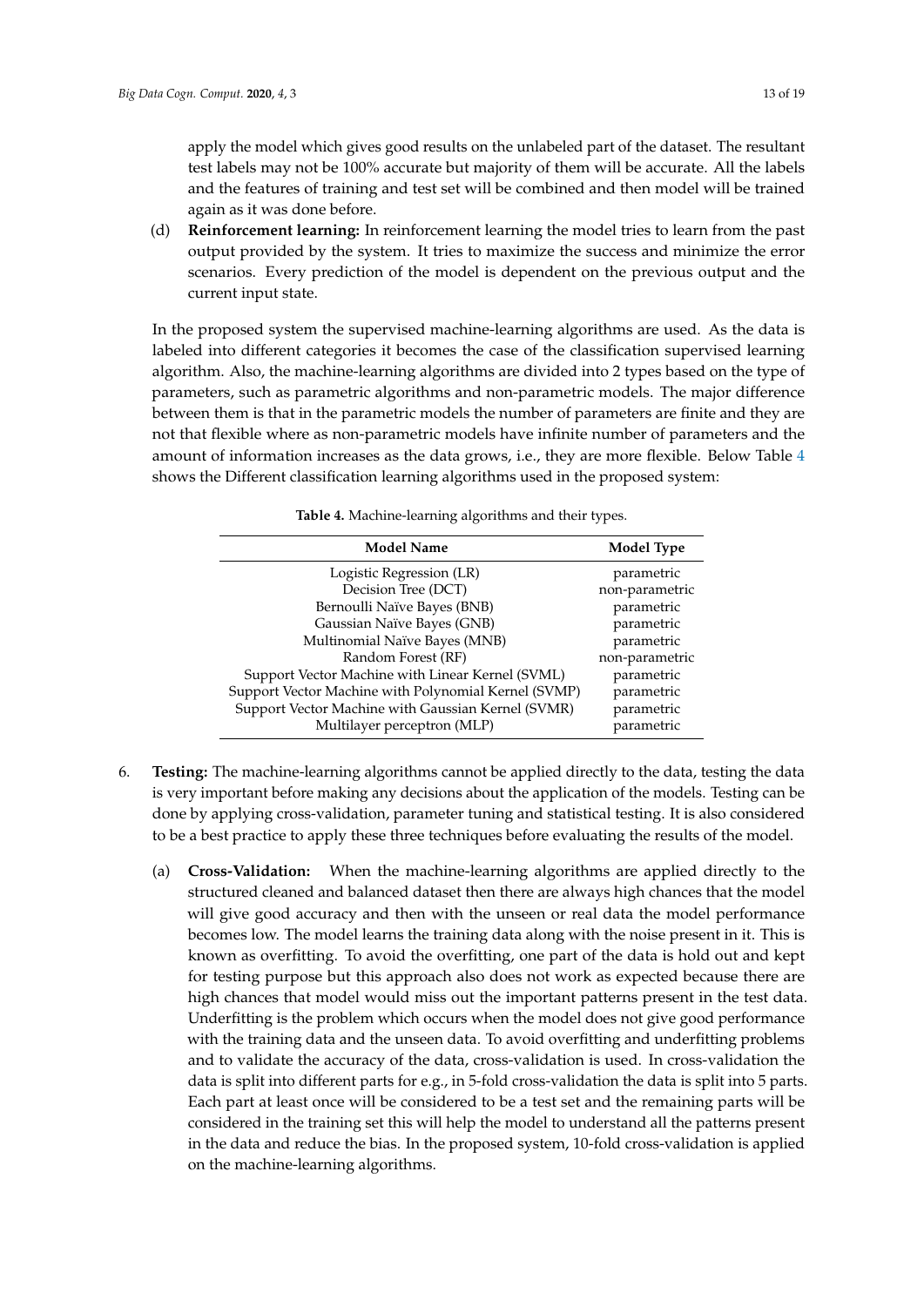apply the model which gives good results on the unlabeled part of the dataset. The resultant test labels may not be 100% accurate but majority of them will be accurate. All the labels and the features of training and test set will be combined and then model will be trained again as it was done before.

(d) **Reinforcement learning:** In reinforcement learning the model tries to learn from the past output provided by the system. It tries to maximize the success and minimize the error scenarios. Every prediction of the model is dependent on the previous output and the current input state.

In the proposed system the supervised machine-learning algorithms are used. As the data is labeled into different categories it becomes the case of the classification supervised learning algorithm. Also, the machine-learning algorithms are divided into 2 types based on the type of parameters, such as parametric algorithms and non-parametric models. The major difference between them is that in the parametric models the number of parameters are finite and they are not that flexible where as non-parametric models have infinite number of parameters and the amount of information increases as the data grows, i.e., they are more flexible. Below Table 4 shows the Different classification learning algorithms used in the proposed system:

**Table 4.** Machine-learning algorithms and their types.

| Model Name | Model Type |
|---|---|
| Logistic Regression (LR) | parametric |
| Decision Tree (DCT) | non-parametric |
| Bernoulli Naïve Bayes (BNB) | parametric |
| Gaussian Naïve Bayes (GNB) | parametric |
| Multinomial Naïve Bayes (MNB) | parametric |
| Random Forest (RF) | non-parametric |
| Support Vector Machine with Linear Kernel (SVML) | parametric |
| Support Vector Machine with Polynomial Kernel (SVMP) | parametric |
| Support Vector Machine with Gaussian Kernel (SVMR) | parametric |
| Multilayer perceptron (MLP) | parametric |

6. **Testing:** The machine-learning algorithms cannot be applied directly to the data, testing the data is very important before making any decisions about the application of the models. Testing can be done by applying cross-validation, parameter tuning and statistical testing. It is also considered to be a best practice to apply these three techniques before evaluating the results of the model.

   (a) **Cross-Validation:** When the machine-learning algorithms are applied directly to the structured cleaned and balanced dataset then there are always high chances that the model will give good accuracy and then with the unseen or real data the model performance becomes low. The model learns the training data along with the noise present in it. This is known as overfitting. To avoid the overfitting, one part of the data is hold out and kept for testing purpose but this approach also does not work as expected because there are high chances that model would miss out the important patterns present in the test data. Underfitting is the problem which occurs when the model does not give good performance with the training data and the unseen data. To avoid overfitting and underfitting problems and to validate the accuracy of the data, cross-validation is used. In cross-validation the data is split into different parts for e.g., in 5-fold cross-validation the data is split into 5 parts. Each part at least once will be considered to be a test set and the remaining parts will be considered in the training set this will help the model to understand all the patterns present in the data and reduce the bias. In the proposed system, 10-fold cross-validation is applied on the machine-learning algorithms.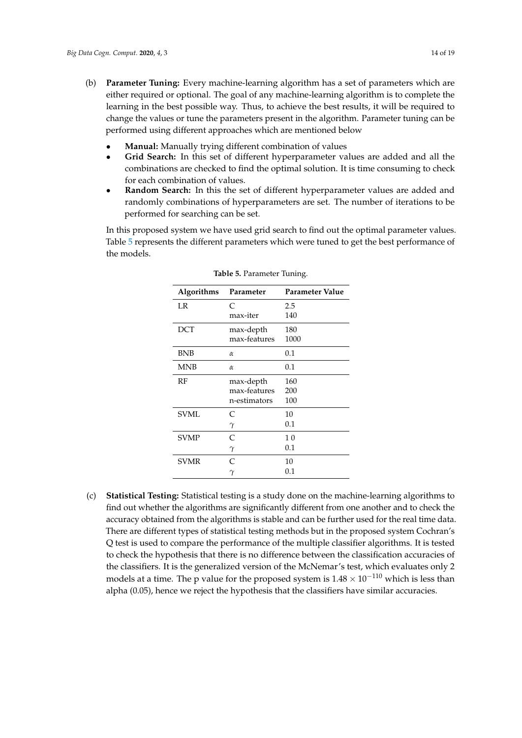(b) **Parameter Tuning:** Every machine-learning algorithm has a set of parameters which are either required or optional. The goal of any machine-learning algorithm is to complete the learning in the best possible way. Thus, to achieve the best results, it will be required to change the values or tune the parameters present in the algorithm. Parameter tuning can be performed using different approaches which are mentioned below

- **Manual:** Manually trying different combination of values
- **Grid Search:** In this set of different hyperparameter values are added and all the combinations are checked to find the optimal solution. It is time consuming to check for each combination of values.
- **Random Search:** In this the set of different hyperparameter values are added and randomly combinations of hyperparameters are set. The number of iterations to be performed for searching can be set.

In this proposed system we have used grid search to find out the optimal parameter values. Table 5 represents the different parameters which were tuned to get the best performance of the models.

**Table 5.** Parameter Tuning.

| Algorithms | Parameter | Parameter Value |
|---|---|---|
| LR | C<br>max-iter | 2.5<br>140 |
| DCT | max-depth<br>max-features | 180<br>1000 |
| BNB | $\alpha$ | 0.1 |
| MNB | $\alpha$ | 0.1 |
| RF | max-depth<br>max-features<br>n-estimators | 160<br>200<br>100 |
| SVML | C<br>$\gamma$ | 10<br>0.1 |
| SVMP | C<br>$\gamma$ | 1 0<br>0.1 |
| SVMR | C<br>$\gamma$ | 10<br>0.1 |

(c) **Statistical Testing:** Statistical testing is a study done on the machine-learning algorithms to find out whether the algorithms are significantly different from one another and to check the accuracy obtained from the algorithms is stable and can be further used for the real time data. There are different types of statistical testing methods but in the proposed system Cochran's Q test is used to compare the performance of the multiple classifier algorithms. It is tested to check the hypothesis that there is no difference between the classification accuracies of the classifiers. It is the generalized version of the McNemar's test, which evaluates only 2 models at a time. The p value for the proposed system is $1.48 \times 10^{-110}$ which is less than alpha (0.05), hence we reject the hypothesis that the classifiers have similar accuracies.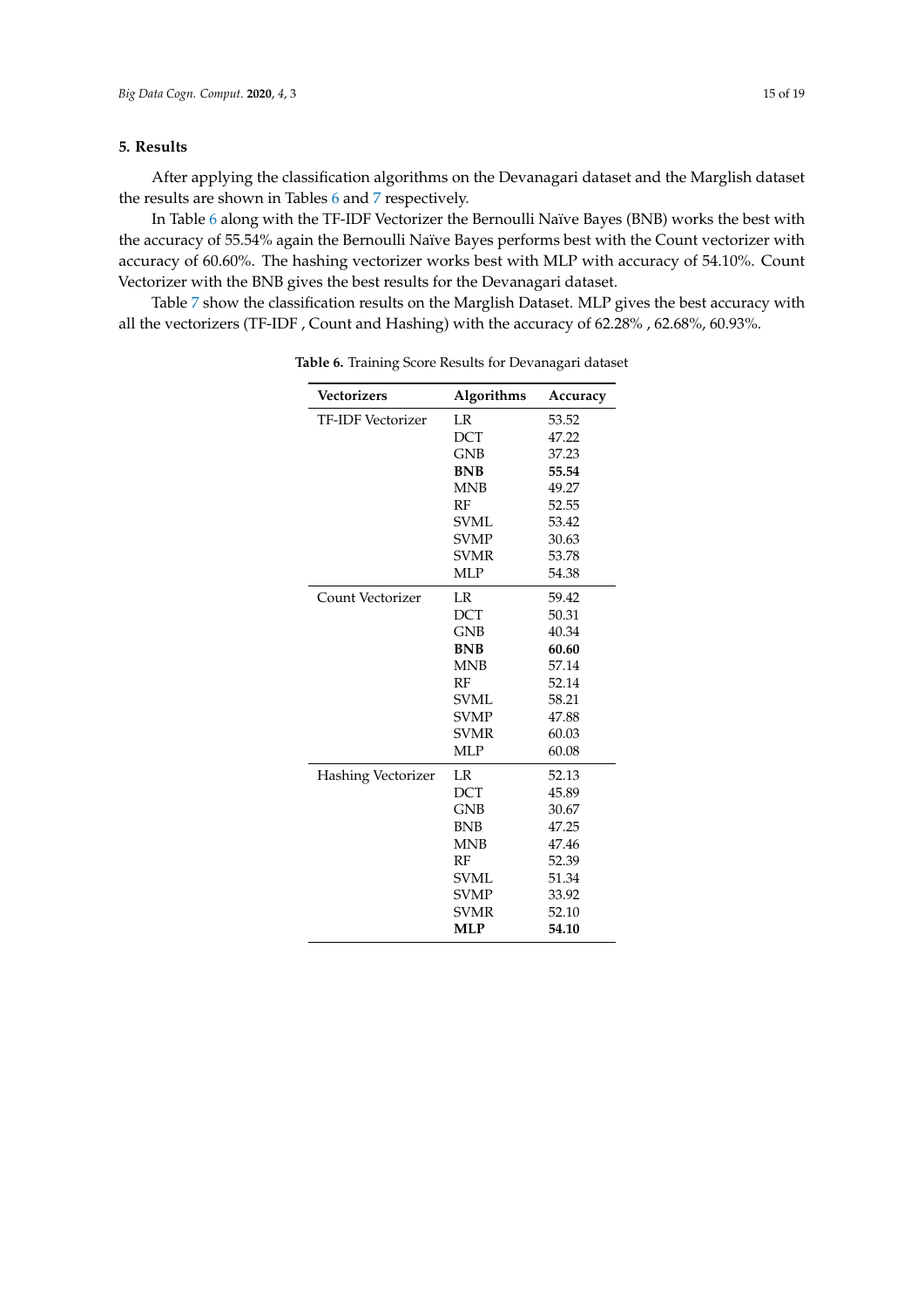## 5. Results

After applying the classification algorithms on the Devanagari dataset and the Marglish dataset the results are shown in Tables 6 and 7 respectively.

In Table 6 along with the TF-IDF Vectorizer the Bernoulli Naïve Bayes (BNB) works the best with the accuracy of 55.54% again the Bernoulli Naïve Bayes performs best with the Count vectorizer with accuracy of 60.60%. The hashing vectorizer works best with MLP with accuracy of 54.10%. Count Vectorizer with the BNB gives the best results for the Devanagari dataset.

Table 7 show the classification results on the Marglish Dataset. MLP gives the best accuracy with all the vectorizers (TF-IDF , Count and Hashing) with the accuracy of 62.28% , 62.68%, 60.93%.

**Table 6.** Training Score Results for Devanagari dataset

| Vectorizers | Algorithms | Accuracy |
|---|---|---|
| TF-IDF Vectorizer | LR | 53.52 |
| | DCT | 47.22 |
| | GNB | 37.23 |
| | **BNB** | **55.54** |
| | MNB | 49.27 |
| | RF | 52.55 |
| | SVML | 53.42 |
| | SVMP | 30.63 |
| | SVMR | 53.78 |
| | MLP | 54.38 |
| Count Vectorizer | LR | 59.42 |
| | DCT | 50.31 |
| | GNB | 40.34 |
| | **BNB** | **60.60** |
| | MNB | 57.14 |
| | RF | 52.14 |
| | SVML | 58.21 |
| | SVMP | 47.88 |
| | SVMR | 60.03 |
| | MLP | 60.08 |
| Hashing Vectorizer | LR | 52.13 |
| | DCT | 45.89 |
| | GNB | 30.67 |
| | BNB | 47.25 |
| | MNB | 47.46 |
| | RF | 52.39 |
| | SVML | 51.34 |
| | SVMP | 33.92 |
| | SVMR | 52.10 |
| | **MLP** | **54.10** |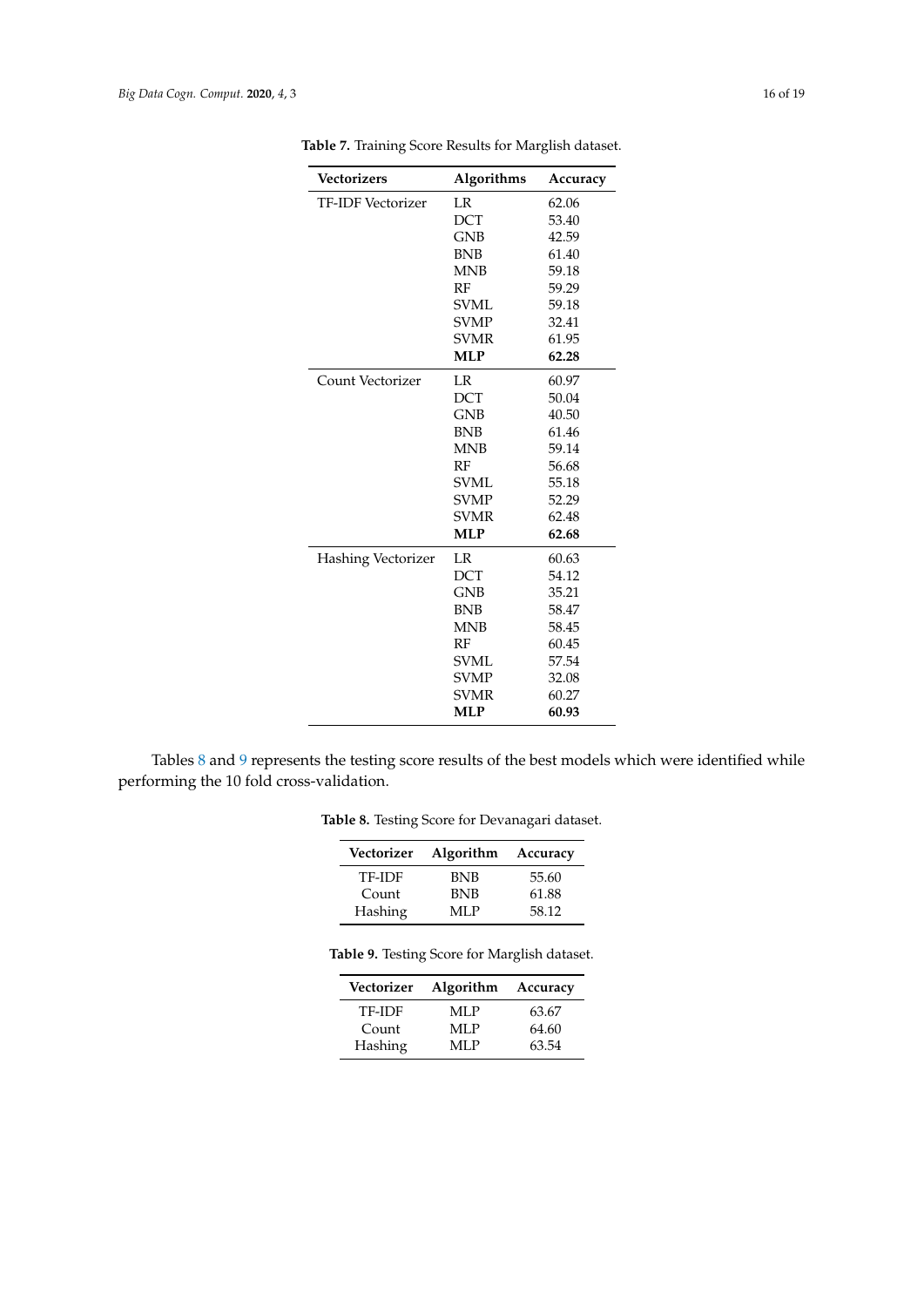**Table 7.** Training Score Results for Marglish dataset.

| Vectorizers | Algorithms | Accuracy |
|---|---|---|
| TF-IDF Vectorizer | LR | 62.06 |
| | DCT | 53.40 |
| | GNB | 42.59 |
| | BNB | 61.40 |
| | MNB | 59.18 |
| | RF | 59.29 |
| | SVML | 59.18 |
| | SVMP | 32.41 |
| | SVMR | 61.95 |
| | **MLP** | **62.28** |
| Count Vectorizer | LR | 60.97 |
| | DCT | 50.04 |
| | GNB | 40.50 |
| | BNB | 61.46 |
| | MNB | 59.14 |
| | RF | 56.68 |
| | SVML | 55.18 |
| | SVMP | 52.29 |
| | SVMR | 62.48 |
| | **MLP** | **62.68** |
| Hashing Vectorizer | LR | 60.63 |
| | DCT | 54.12 |
| | GNB | 35.21 |
| | BNB | 58.47 |
| | MNB | 58.45 |
| | RF | 60.45 |
| | SVML | 57.54 |
| | SVMP | 32.08 |
| | SVMR | 60.27 |
| | **MLP** | **60.93** |

Tables 8 and 9 represents the testing score results of the best models which were identified while performing the 10 fold cross-validation.

**Table 8.** Testing Score for Devanagari dataset.

| Vectorizer | Algorithm | Accuracy |
|---|---|---|
| TF-IDF | BNB | 55.60 |
| Count | BNB | 61.88 |
| Hashing | MLP | 58.12 |

**Table 9.** Testing Score for Marglish dataset.

| Vectorizer | Algorithm | Accuracy |
|---|---|---|
| TF-IDF | MLP | 63.67 |
| Count | MLP | 64.60 |
| Hashing | MLP | 63.54 |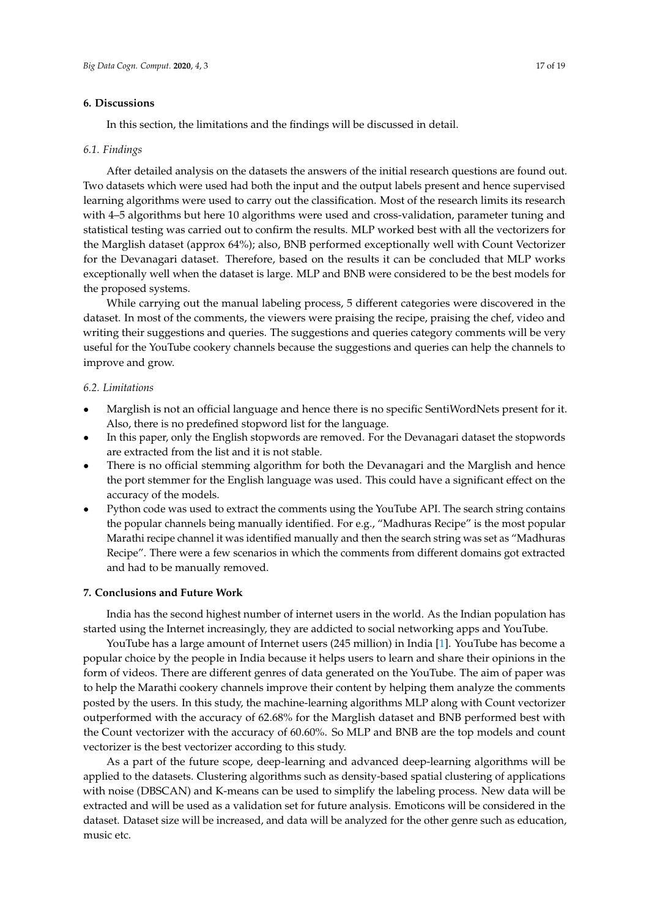## 6. Discussions

In this section, the limitations and the findings will be discussed in detail.

### *6.1. Findings*

After detailed analysis on the datasets the answers of the initial research questions are found out. Two datasets which were used had both the input and the output labels present and hence supervised learning algorithms were used to carry out the classification. Most of the research limits its research with 4–5 algorithms but here 10 algorithms were used and cross-validation, parameter tuning and statistical testing was carried out to confirm the results. MLP worked best with all the vectorizers for the Marglish dataset (approx 64%); also, BNB performed exceptionally well with Count Vectorizer for the Devanagari dataset. Therefore, based on the results it can be concluded that MLP works exceptionally well when the dataset is large. MLP and BNB were considered to be the best models for the proposed systems.

While carrying out the manual labeling process, 5 different categories were discovered in the dataset. In most of the comments, the viewers were praising the recipe, praising the chef, video and writing their suggestions and queries. The suggestions and queries category comments will be very useful for the YouTube cookery channels because the suggestions and queries can help the channels to improve and grow.

### *6.2. Limitations*

- Marglish is not an official language and hence there is no specific SentiWordNets present for it. Also, there is no predefined stopword list for the language.
- In this paper, only the English stopwords are removed. For the Devanagari dataset the stopwords are extracted from the list and it is not stable.
- There is no official stemming algorithm for both the Devanagari and the Marglish and hence the port stemmer for the English language was used. This could have a significant effect on the accuracy of the models.
- Python code was used to extract the comments using the YouTube API. The search string contains the popular channels being manually identified. For e.g., "Madhuras Recipe" is the most popular Marathi recipe channel it was identified manually and then the search string was set as "Madhuras Recipe". There were a few scenarios in which the comments from different domains got extracted and had to be manually removed.

## 7. Conclusions and Future Work

India has the second highest number of internet users in the world. As the Indian population has started using the Internet increasingly, they are addicted to social networking apps and YouTube.

YouTube has a large amount of Internet users (245 million) in India [1]. YouTube has become a popular choice by the people in India because it helps users to learn and share their opinions in the form of videos. There are different genres of data generated on the YouTube. The aim of paper was to help the Marathi cookery channels improve their content by helping them analyze the comments posted by the users. In this study, the machine-learning algorithms MLP along with Count vectorizer outperformed with the accuracy of 62.68% for the Marglish dataset and BNB performed best with the Count vectorizer with the accuracy of 60.60%. So MLP and BNB are the top models and count vectorizer is the best vectorizer according to this study.

As a part of the future scope, deep-learning and advanced deep-learning algorithms will be applied to the datasets. Clustering algorithms such as density-based spatial clustering of applications with noise (DBSCAN) and K-means can be used to simplify the labeling process. New data will be extracted and will be used as a validation set for future analysis. Emoticons will be considered in the dataset. Dataset size will be increased, and data will be analyzed for the other genre such as education, music etc.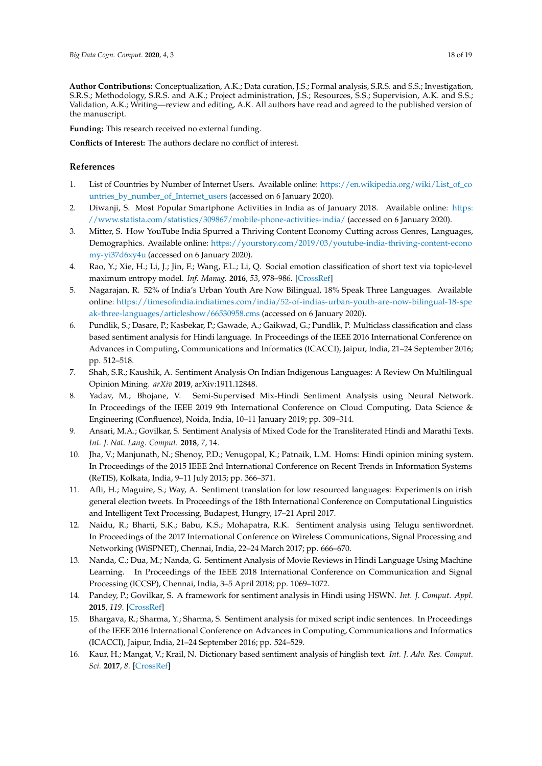**Author Contributions:** Conceptualization, A.K.; Data curation, J.S.; Formal analysis, S.R.S. and S.S.; Investigation, S.R.S.; Methodology, S.R.S. and A.K.; Project administration, J.S.; Resources, S.S.; Supervision, A.K. and S.S.; Validation, A.K.; Writing—review and editing, A.K. All authors have read and agreed to the published version of the manuscript.

**Funding:** This research received no external funding.

**Conflicts of Interest:** The authors declare no conflict of interest.

## References

1. List of Countries by Number of Internet Users. Available online: https://en.wikipedia.org/wiki/List_of_countries_by_number_of_Internet_users (accessed on 6 January 2020).
2. Diwanji, S. Most Popular Smartphone Activities in India as of January 2018. Available online: https://www.statista.com/statistics/309867/mobile-phone-activities-india/ (accessed on 6 January 2020).
3. Mitter, S. How YouTube India Spurred a Thriving Content Economy Cutting across Genres, Languages, Demographics. Available online: https://yourstory.com/2019/03/youtube-india-thriving-content-economy-yi37d6xy4u (accessed on 6 January 2020).
4. Rao, Y.; Xie, H.; Li, J.; Jin, F.; Wang, F.L.; Li, Q. Social emotion classification of short text via topic-level maximum entropy model. *Inf. Manag.* **2016**, *53*, 978–986. [CrossRef]
5. Nagarajan, R. 52% of India's Urban Youth Are Now Bilingual, 18% Speak Three Languages. Available online: https://timesofindia.indiatimes.com/india/52-of-indias-urban-youth-are-now-bilingual-18-speak-three-languages/articleshow/66530958.cms (accessed on 6 January 2020).
6. Pundlik, S.; Dasare, P.; Kasbekar, P.; Gawade, A.; Gaikwad, G.; Pundlik, P. Multiclass classification and class based sentiment analysis for Hindi language. In Proceedings of the IEEE 2016 International Conference on Advances in Computing, Communications and Informatics (ICACCI), Jaipur, India, 21–24 September 2016; pp. 512–518.
7. Shah, S.R.; Kaushik, A. Sentiment Analysis On Indian Indigenous Languages: A Review On Multilingual Opinion Mining. *arXiv* **2019**, arXiv:1911.12848.
8. Yadav, M.; Bhojane, V. Semi-Supervised Mix-Hindi Sentiment Analysis using Neural Network. In Proceedings of the IEEE 2019 9th International Conference on Cloud Computing, Data Science & Engineering (Confluence), Noida, India, 10–11 January 2019; pp. 309–314.
9. Ansari, M.A.; Govilkar, S. Sentiment Analysis of Mixed Code for the Transliterated Hindi and Marathi Texts. *Int. J. Nat. Lang. Comput.* **2018**, *7*, 14.
10. Jha, V.; Manjunath, N.; Shenoy, P.D.; Venugopal, K.; Patnaik, L.M. Homs: Hindi opinion mining system. In Proceedings of the 2015 IEEE 2nd International Conference on Recent Trends in Information Systems (ReTIS), Kolkata, India, 9–11 July 2015; pp. 366–371.
11. Afli, H.; Maguire, S.; Way, A. Sentiment translation for low resourced languages: Experiments on irish general election tweets. In Proceedings of the 18th International Conference on Computational Linguistics and Intelligent Text Processing, Budapest, Hungry, 17–21 April 2017.
12. Naidu, R.; Bharti, S.K.; Babu, K.S.; Mohapatra, R.K. Sentiment analysis using Telugu sentiwordnet. In Proceedings of the 2017 International Conference on Wireless Communications, Signal Processing and Networking (WiSPNET), Chennai, India, 22–24 March 2017; pp. 666–670.
13. Nanda, C.; Dua, M.; Nanda, G. Sentiment Analysis of Movie Reviews in Hindi Language Using Machine Learning. In Proceedings of the IEEE 2018 International Conference on Communication and Signal Processing (ICCSP), Chennai, India, 3–5 April 2018; pp. 1069–1072.
14. Pandey, P.; Govilkar, S. A framework for sentiment analysis in Hindi using HSWN. *Int. J. Comput. Appl.* **2015**, *119*. [CrossRef]
15. Bhargava, R.; Sharma, Y.; Sharma, S. Sentiment analysis for mixed script indic sentences. In Proceedings of the IEEE 2016 International Conference on Advances in Computing, Communications and Informatics (ICACCI), Jaipur, India, 21–24 September 2016; pp. 524–529.
16. Kaur, H.; Mangat, V.; Krail, N. Dictionary based sentiment analysis of hinglish text. *Int. J. Adv. Res. Comput. Sci.* **2017**, *8*. [CrossRef]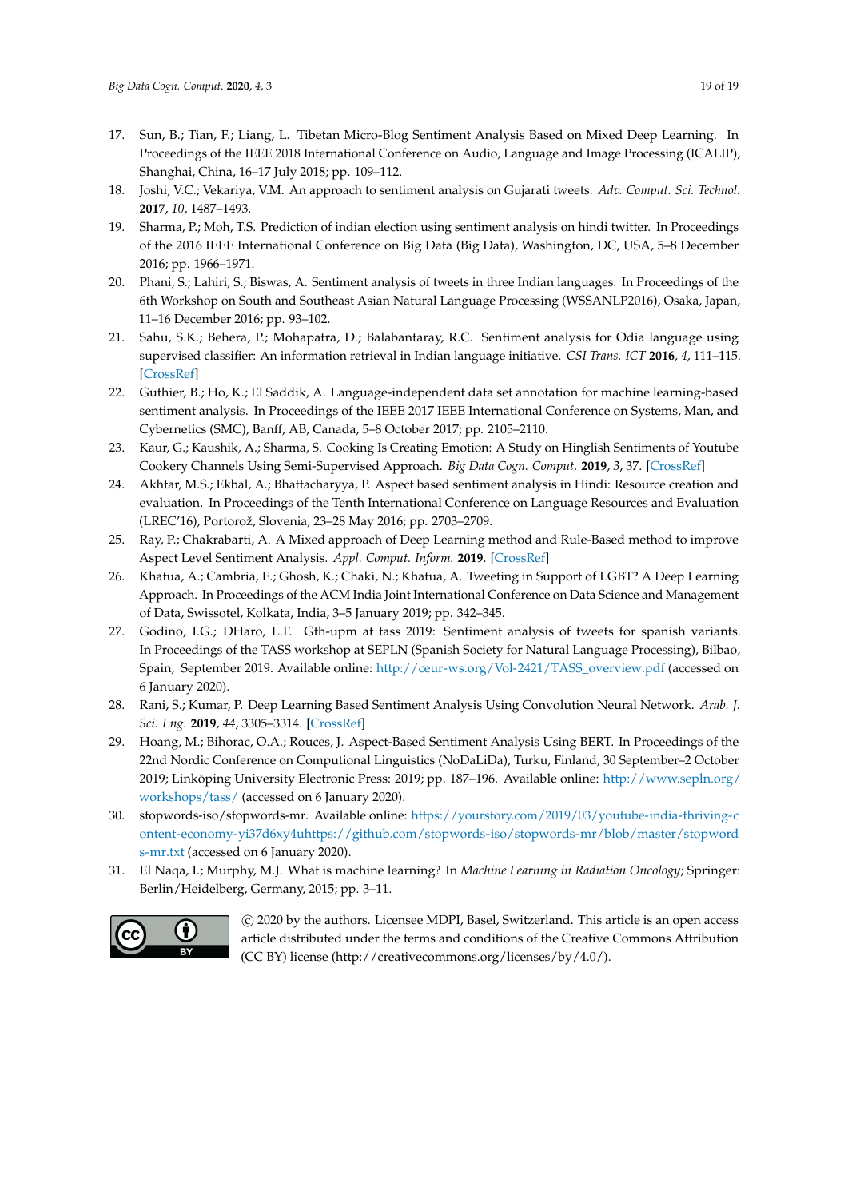17. Sun, B.; Tian, F.; Liang, L. Tibetan Micro-Blog Sentiment Analysis Based on Mixed Deep Learning. In Proceedings of the IEEE 2018 International Conference on Audio, Language and Image Processing (ICALIP), Shanghai, China, 16–17 July 2018; pp. 109–112.
18. Joshi, V.C.; Vekariya, V.M. An approach to sentiment analysis on Gujarati tweets. *Adv. Comput. Sci. Technol.* **2017**, *10*, 1487–1493.
19. Sharma, P.; Moh, T.S. Prediction of indian election using sentiment analysis on hindi twitter. In Proceedings of the 2016 IEEE International Conference on Big Data (Big Data), Washington, DC, USA, 5–8 December 2016; pp. 1966–1971.
20. Phani, S.; Lahiri, S.; Biswas, A. Sentiment analysis of tweets in three Indian languages. In Proceedings of the 6th Workshop on South and Southeast Asian Natural Language Processing (WSSANLP2016), Osaka, Japan, 11–16 December 2016; pp. 93–102.
21. Sahu, S.K.; Behera, P.; Mohapatra, D.; Balabantaray, R.C. Sentiment analysis for Odia language using supervised classifier: An information retrieval in Indian language initiative. *CSI Trans. ICT* **2016**, *4*, 111–115. [CrossRef]
22. Guthier, B.; Ho, K.; El Saddik, A. Language-independent data set annotation for machine learning-based sentiment analysis. In Proceedings of the IEEE 2017 IEEE International Conference on Systems, Man, and Cybernetics (SMC), Banff, AB, Canada, 5–8 October 2017; pp. 2105–2110.
23. Kaur, G.; Kaushik, A.; Sharma, S. Cooking Is Creating Emotion: A Study on Hinglish Sentiments of Youtube Cookery Channels Using Semi-Supervised Approach. *Big Data Cogn. Comput.* **2019**, *3*, 37. [CrossRef]
24. Akhtar, M.S.; Ekbal, A.; Bhattacharyya, P. Aspect based sentiment analysis in Hindi: Resource creation and evaluation. In Proceedings of the Tenth International Conference on Language Resources and Evaluation (LREC'16), Portorož, Slovenia, 23–28 May 2016; pp. 2703–2709.
25. Ray, P.; Chakrabarti, A. A Mixed approach of Deep Learning method and Rule-Based method to improve Aspect Level Sentiment Analysis. *Appl. Comput. Inform.* **2019**. [CrossRef]
26. Khatua, A.; Cambria, E.; Ghosh, K.; Chaki, N.; Khatua, A. Tweeting in Support of LGBT? A Deep Learning Approach. In Proceedings of the ACM India Joint International Conference on Data Science and Management of Data, Swissotel, Kolkata, India, 3–5 January 2019; pp. 342–345.
27. Godino, I.G.; DHaro, L.F. Gth-upm at tass 2019: Sentiment analysis of tweets for spanish variants. In Proceedings of the TASS workshop at SEPLN (Spanish Society for Natural Language Processing), Bilbao, Spain, September 2019. Available online: http://ceur-ws.org/Vol-2421/TASS_overview.pdf (accessed on 6 January 2020).
28. Rani, S.; Kumar, P. Deep Learning Based Sentiment Analysis Using Convolution Neural Network. *Arab. J. Sci. Eng.* **2019**, *44*, 3305–3314. [CrossRef]
29. Hoang, M.; Bihorac, O.A.; Rouces, J. Aspect-Based Sentiment Analysis Using BERT. In Proceedings of the 22nd Nordic Conference on Computational Linguistics (NoDaLiDa), Turku, Finland, 30 September–2 October 2019; Linköping University Electronic Press: 2019; pp. 187–196. Available online: http://www.sepln.org/workshops/tass/ (accessed on 6 January 2020).
30. stopwords-iso/stopwords-mr. Available online: https://yourstory.com/2019/03/youtube-india-thriving-content-economy-yi37d6xy4uhttps://github.com/stopwords-iso/stopwords-mr/blob/master/stopwords-mr.txt (accessed on 6 January 2020).
31. El Naqa, I.; Murphy, M.J. What is machine learning? In *Machine Learning in Radiation Oncology*; Springer: Berlin/Heidelberg, Germany, 2015; pp. 3–11.

© 2020 by the authors. Licensee MDPI, Basel, Switzerland. This article is an open access article distributed under the terms and conditions of the Creative Commons Attribution (CC BY) license (http://creativecommons.org/licenses/by/4.0/).